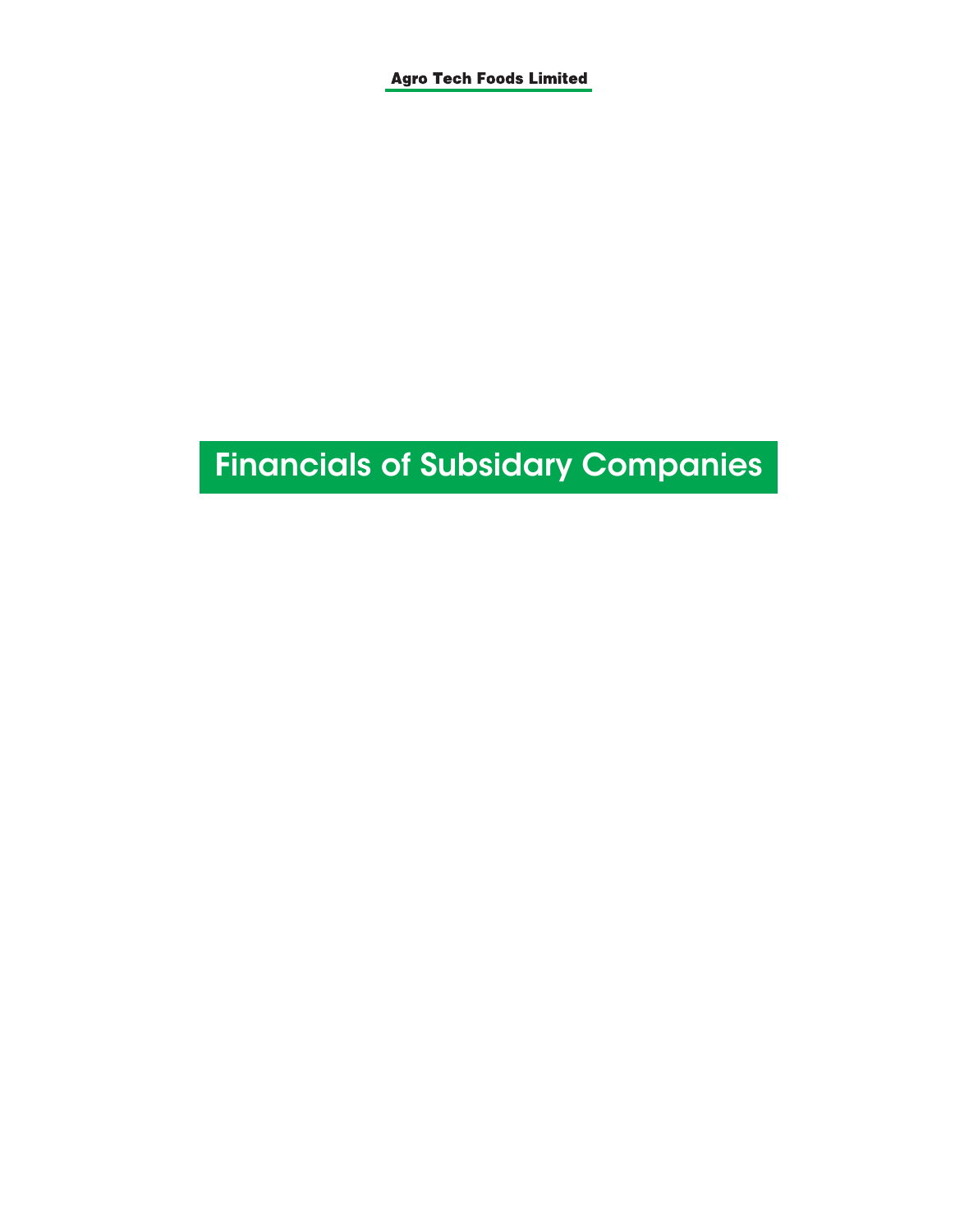# Financials of Subsidary Companies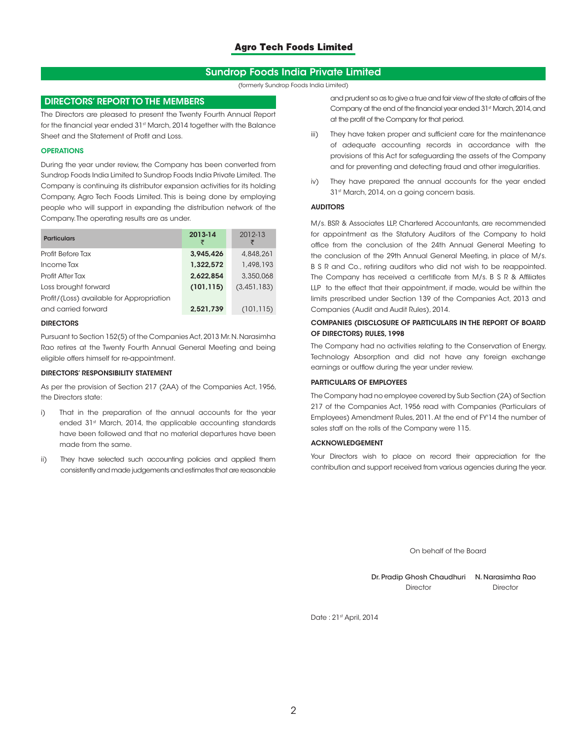# Sundrop Foods India Private Limited

(formerly Sundrop Foods India Limited)

## DIRECTORS' REPORT TO THE MEMBERS

The Directors are pleased to present the Twenty Fourth Annual Report for the financial year ended 31st March, 2014 together with the Balance Sheet and the Statement of Profit and Loss.

### OPERATIONS

During the year under review, the Company has been converted from Sundrop Foods India Limited to Sundrop Foods India Private Limited. The Company is continuing its distributor expansion activities for its holding Company, Agro Tech Foods Limited. This is being done by employing people who will support in expanding the distribution network of the Company. The operating results are as under.

| Particulars | 2013-14 ₹ | 2012-13 ₹ |
|---|---|---|
| Profit Before Tax | **3,945,426** | 4,848,261 |
| Income Tax | **1,322,572** | 1,498,193 |
| Profit After Tax | **2,622,854** | 3,350,068 |
| Loss brought forward | **(101,115)** | (3,451,183) |
| Profit/(Loss) available for Appropriation and carried forward | **2,521,739** | (101,115) |

### DIRECTORS

Pursuant to Section 152(5) of the Companies Act, 2013 Mr. N. Narasimha Rao retires at the Twenty Fourth Annual General Meeting and being eligible offers himself for re-appointment.

### DIRECTORS' RESPONSIBILITY STATEMENT

As per the provision of Section 217 (2AA) of the Companies Act, 1956, the Directors state:

i) That in the preparation of the annual accounts for the year ended 31st March, 2014, the applicable accounting standards have been followed and that no material departures have been made from the same.

ii) They have selected such accounting policies and applied them consistently and made judgements and estimates that are reasonable and prudent so as to give a true and fair view of the state of affairs of the Company at the end of the financial year ended 31st March, 2014, and at the profit of the Company for that period.

iii) They have taken proper and sufficient care for the maintenance of adequate accounting records in accordance with the provisions of this Act for safeguarding the assets of the Company and for preventing and detecting fraud and other irregularities.

iv) They have prepared the annual accounts for the year ended 31st March, 2014, on a going concern basis.

### AUDITORS

M/s. BSR & Associates LLP, Chartered Accountants, are recommended for appointment as the Statutory Auditors of the Company to hold office from the conclusion of the 24th Annual General Meeting to the conclusion of the 29th Annual General Meeting, in place of M/s. B S R and Co., retiring auditors who did not wish to be reappointed. The Company has received a certificate from M/s. B S R & Affiliates LLP to the effect that their appointment, if made, would be within the limits prescribed under Section 139 of the Companies Act, 2013 and Companies (Audit and Audit Rules), 2014.

### COMPANIES (DISCLOSURE OF PARTICULARS IN THE REPORT OF BOARD OF DIRECTORS) RULES, 1998

The Company had no activities relating to the Conservation of Energy, Technology Absorption and did not have any foreign exchange earnings or outflow during the year under review.

### PARTICULARS OF EMPLOYEES

The Company had no employee covered by Sub Section (2A) of Section 217 of the Companies Act, 1956 read with Companies (Particulars of Employees) Amendment Rules, 2011. At the end of FY'14 the number of sales staff on the rolls of the Company were 115.

### ACKNOWLEDGEMENT

Your Directors wish to place on record their appreciation for the contribution and support received from various agencies during the year.

On behalf of the Board

Dr. Pradip Ghosh Chaudhuri — Director

N. Narasimha Rao — Director

Date : 21st April, 2014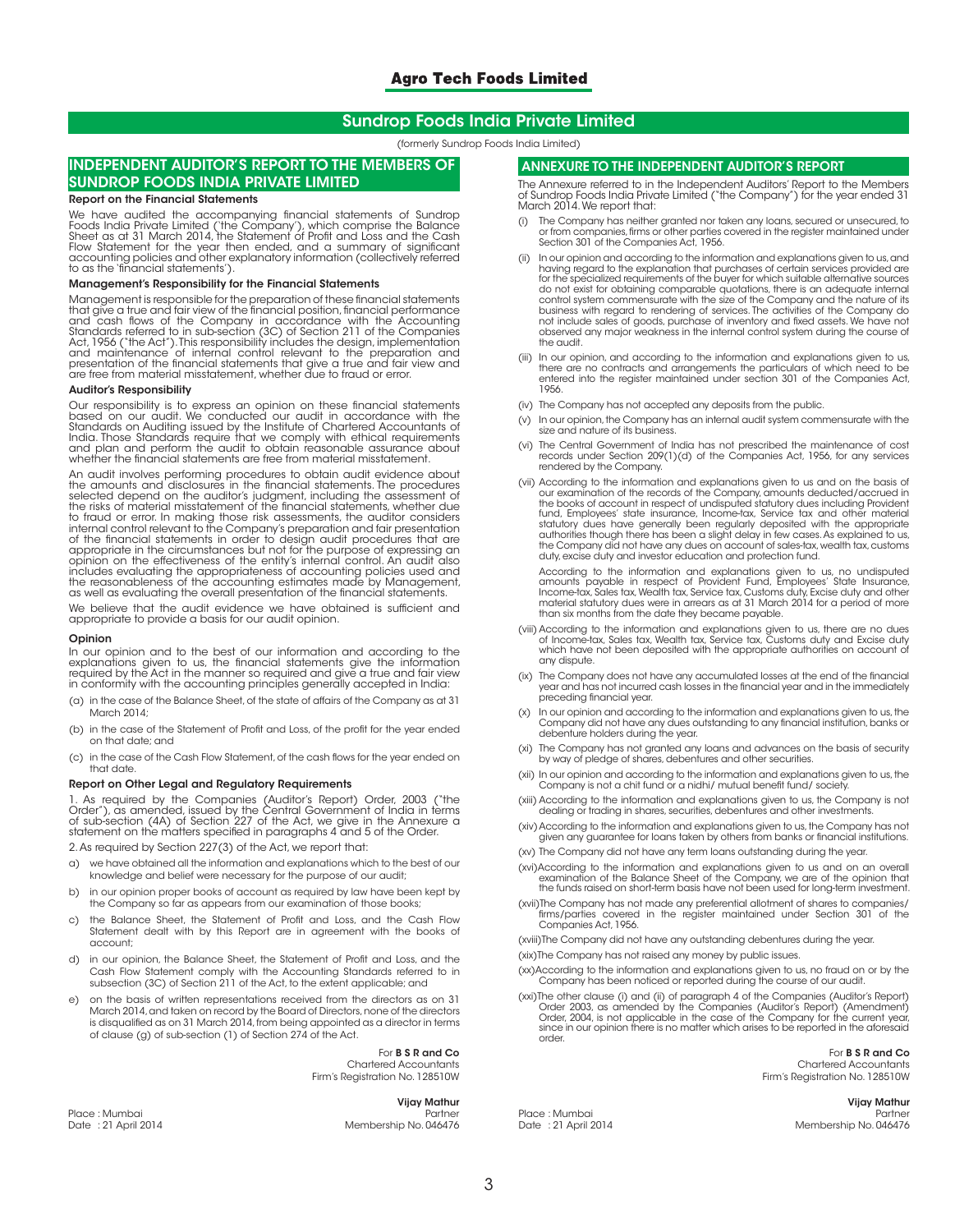# Sundrop Foods India Private Limited

(formerly Sundrop Foods India Limited)

## INDEPENDENT AUDITOR'S REPORT TO THE MEMBERS OF SUNDROP FOODS INDIA PRIVATE LIMITED

### Report on the Financial Statements

We have audited the accompanying financial statements of Sundrop Foods India Private Limited ('the Company'), which comprise the Balance Sheet as at 31 March 2014, the Statement of Profit and Loss and the Cash Flow Statement for the year then ended, and a summary of significant accounting policies and other explanatory information (collectively referred to as the 'financial statements').

### Management's Responsibility for the Financial Statements

Management is responsible for the preparation of these financial statements that give a true and fair view of the financial position, financial performance and cash flows of the Company in accordance with the Accounting Standards referred to in sub-section (3C) of Section 211 of the Companies Act, 1956 ("the Act"). This responsibility includes the design, implementation and maintenance of internal control relevant to the preparation and presentation of the financial statements that give a true and fair view and are free from material misstatement, whether due to fraud or error.

### Auditor's Responsibility

Our responsibility is to express an opinion on these financial statements based on our audit. We conducted our audit in accordance with the Standards on Auditing issued by the Institute of Chartered Accountants of India. Those Standards require that we comply with ethical requirements and plan and perform the audit to obtain reasonable assurance about whether the financial statements are free from material misstatement.

An audit involves performing procedures to obtain audit evidence about the amounts and disclosures in the financial statements. The procedures selected depend on the auditor's judgment, including the assessment of the risks of material misstatement of the financial statements, whether due to fraud or error. In making those risk assessments, the auditor considers internal control relevant to the Company's preparation and fair presentation of the financial statements in order to design audit procedures that are appropriate in the circumstances but not for the purpose of expressing an opinion on the effectiveness of the entity's internal control. An audit also includes evaluating the appropriateness of accounting policies used and the reasonableness of the accounting estimates made by Management, as well as evaluating the overall presentation of the financial statements.

We believe that the audit evidence we have obtained is sufficient and appropriate to provide a basis for our audit opinion.

### Opinion

In our opinion and to the best of our information and according to the explanations given to us, the financial statements give the information required by the Act in the manner so required and give a true and fair view in conformity with the accounting principles generally accepted in India:

(a) in the case of the Balance Sheet, of the state of affairs of the Company as at 31 March 2014;

(b) in the case of the Statement of Profit and Loss, of the profit for the year ended on that date; and

(c) in the case of the Cash Flow Statement, of the cash flows for the year ended on that date.

### Report on Other Legal and Regulatory Requirements

1. As required by the Companies (Auditor's Report) Order, 2003 ("the Order"), as amended, issued by the Central Government of India in terms of sub-section (4A) of Section 227 of the Act, we give in the Annexure a statement on the matters specified in paragraphs 4 and 5 of the Order.

2. As required by Section 227(3) of the Act, we report that:

a) we have obtained all the information and explanations which to the best of our knowledge and belief were necessary for the purpose of our audit;

b) in our opinion proper books of account as required by law have been kept by the Company so far as appears from our examination of those books;

c) the Balance Sheet, the Statement of Profit and Loss, and the Cash Flow Statement dealt with by this Report are in agreement with the books of account;

d) in our opinion, the Balance Sheet, the Statement of Profit and Loss, and the Cash Flow Statement comply with the Accounting Standards referred to in subsection (3C) of Section 211 of the Act, to the extent applicable; and

e) on the basis of written representations received from the directors as on 31 March 2014, and taken on record by the Board of Directors, none of the directors is disqualified as on 31 March 2014, from being appointed as a director in terms of clause (g) of sub-section (1) of Section 274 of the Act.

For **B S R and Co**
Chartered Accountants
Firm's Registration No. 128510W

**Vijay Mathur**
Partner
Membership No. 046476

Place : Mumbai
Date : 21 April 2014

## ANNEXURE TO THE INDEPENDENT AUDITOR'S REPORT

The Annexure referred to in the Independent Auditors' Report to the Members of Sundrop Foods India Private Limited ("the Company") for the year ended 31 March 2014. We report that:

(i) The Company has neither granted nor taken any loans, secured or unsecured, to or from companies, firms or other parties covered in the register maintained under Section 301 of the Companies Act, 1956.

(ii) In our opinion and according to the information and explanations given to us, and having regard to the explanation that purchases of certain services provided are for the specialized requirements of the buyer for which suitable alternative sources do not exist for obtaining comparable quotations, there is an adequate internal control system commensurate with the size of the Company and the nature of its business with regard to rendering of services. The activities of the Company do not include sales of goods, purchase of inventory and fixed assets. We have not observed any major weakness in the internal control system during the course of the audit.

(iii) In our opinion, and according to the information and explanations given to us, there are no contracts and arrangements the particulars of which need to be entered into the register maintained under section 301 of the Companies Act, 1956.

(iv) The Company has not accepted any deposits from the public.

(v) In our opinion, the Company has an internal audit system commensurate with the size and nature of its business.

(vi) The Central Government of India has not prescribed the maintenance of cost records under Section 209(1)(d) of the Companies Act, 1956, for any services rendered by the Company.

(vii) According to the information and explanations given to us and on the basis of our examination of the records of the Company, amounts deducted/accrued in the books of account in respect of undisputed statutory dues including Provident fund, Employees' state insurance, Income-tax, Service tax and other material statutory dues have generally been regularly deposited with the appropriate authorities though there has been a slight delay in few cases. As explained to us, the Company did not have any dues on account of sales-tax, wealth tax, customs duty, excise duty and investor education and protection fund.

According to the information and explanations given to us, no undisputed amounts payable in respect of Provident Fund, Employees' State Insurance, Income-tax, Sales tax, Wealth tax, Service tax, Customs duty, Excise duty and other material statutory dues were in arrears as at 31 March 2014 for a period of more than six months from the date they became payable.

(viii) According to the information and explanations given to us, there are no dues of Income-tax, Sales tax, Wealth tax, Service tax, Customs duty and Excise duty which have not been deposited with the appropriate authorities on account of any dispute.

(ix) The Company does not have any accumulated losses at the end of the financial year and has not incurred cash losses in the financial year and in the immediately preceding financial year.

(x) In our opinion and according to the information and explanations given to us, the Company did not have any dues outstanding to any financial institution, banks or debenture holders during the year.

(xi) The Company has not granted any loans and advances on the basis of security by way of pledge of shares, debentures and other securities.

(xii) In our opinion and according to the information and explanations given to us, the Company is not a chit fund or a nidhi/ mutual benefit fund/ society.

(xiii) According to the information and explanations given to us, the Company is not dealing or trading in shares, securities, debentures and other investments.

(xiv) According to the information and explanations given to us, the Company has not given any guarantee for loans taken by others from banks or financial institutions.

(xv) The Company did not have any term loans outstanding during the year.

(xvi) According to the information and explanations given to us and on an overall examination of the Balance Sheet of the Company, we are of the opinion that the funds raised on short-term basis have not been used for long-term investment.

(xvii) The Company has not made any preferential allotment of shares to companies/ firms/parties covered in the register maintained under Section 301 of the Companies Act, 1956.

(xviii) The Company did not have any outstanding debentures during the year.

(xix) The Company has not raised any money by public issues.

(xx) According to the information and explanations given to us, no fraud on or by the Company has been noticed or reported during the course of our audit.

(xxi) The other clause (i) and (ii) of paragraph 4 of the Companies (Auditor's Report) Order 2003, as amended by the Companies (Auditor's Report) (Amendment) Order, 2004, is not applicable in the case of the Company for the current year, since in our opinion there is no matter which arises to be reported in the aforesaid order.

For **B S R and Co**
Chartered Accountants
Firm's Registration No. 128510W

**Vijay Mathur**
Partner
Membership No. 046476

Place : Mumbai
Date : 21 April 2014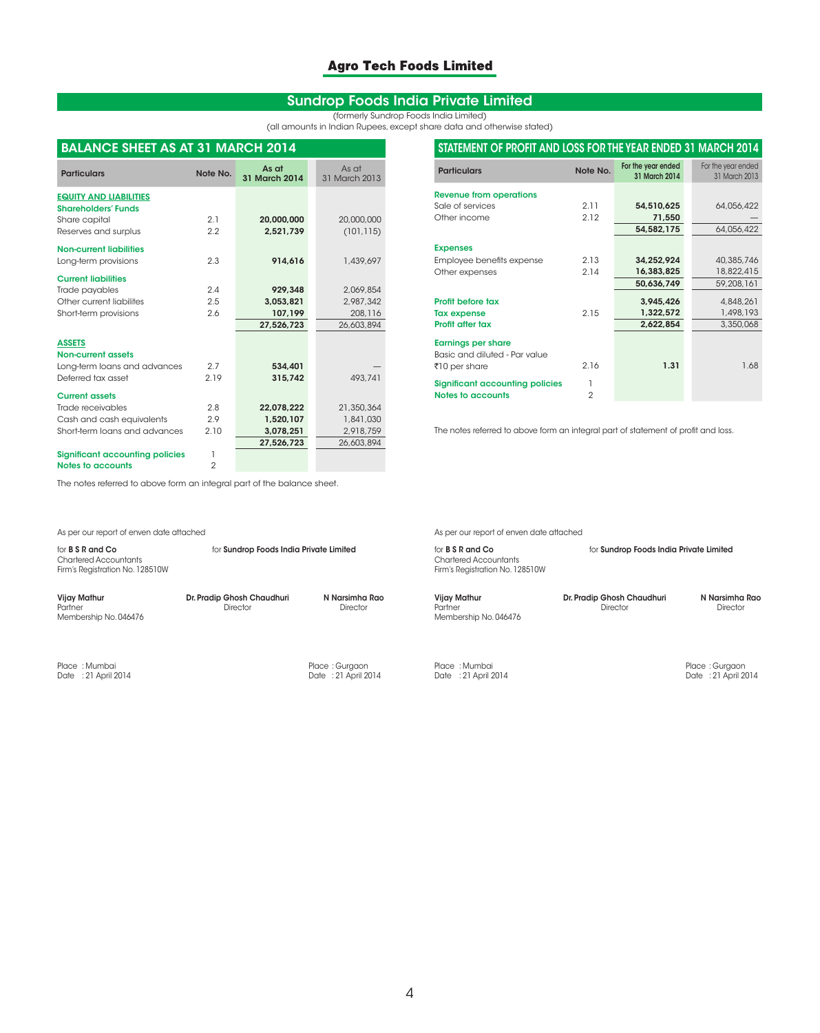## Sundrop Foods India Private Limited

(formerly Sundrop Foods India Limited)
(all amounts in Indian Rupees, except share data and otherwise stated)

### BALANCE SHEET AS AT 31 MARCH 2014

| Particulars | Note No. | As at 31 March 2014 | As at 31 March 2013 |
|---|---|---|---|
| **EQUITY AND LIABILITIES** | | | |
| **Shareholders' Funds** | | | |
| Share capital | 2.1 | **20,000,000** | 20,000,000 |
| Reserves and surplus | 2.2 | **2,521,739** | (101,115) |
| **Non-current liabilities** | | | |
| Long-term provisions | 2.3 | **914,616** | 1,439,697 |
| **Current liabilities** | | | |
| Trade payables | 2.4 | **929,348** | 2,069,854 |
| Other current liabilities | 2.5 | **3,053,821** | 2,987,342 |
| Short-term provisions | 2.6 | **107,199** | 208,116 |
| | | **27,526,723** | 26,603,894 |
| **ASSETS** | | | |
| **Non-current assets** | | | |
| Long-term loans and advances | 2.7 | **534,401** | — |
| Deferred tax asset | 2.19 | **315,742** | 493,741 |
| **Current assets** | | | |
| Trade receivables | 2.8 | **22,078,222** | 21,350,364 |
| Cash and cash equivalents | 2.9 | **1,520,107** | 1,841,030 |
| Short-term loans and advances | 2.10 | **3,078,251** | 2,918,759 |
| | | **27,526,723** | 26,603,894 |
| **Significant accounting policies** | 1 | | |
| **Notes to accounts** | 2 | | |

The notes referred to above form an integral part of the balance sheet.

As per our report of enven date attached

for **B S R and Co**
Chartered Accountants
Firm's Registration No. 128510W

for **Sundrop Foods India Private Limited**

**Vijay Mathur**
Partner
Membership No. 046476

**Dr. Pradip Ghosh Chaudhuri**
Director

**N Narsimha Rao**
Director

Place : Mumbai
Date : 21 April 2014

Place : Gurgaon
Date : 21 April 2014

### STATEMENT OF PROFIT AND LOSS FOR THE YEAR ENDED 31 MARCH 2014

| Particulars | Note No. | For the year ended 31 March 2014 | For the year ended 31 March 2013 |
|---|---|---|---|
| **Revenue from operations** | | | |
| Sale of services | 2.11 | **54,510,625** | 64,056,422 |
| Other income | 2.12 | **71,550** | — |
| | | **54,582,175** | 64,056,422 |
| **Expenses** | | | |
| Employee benefits expense | 2.13 | **34,252,924** | 40,385,746 |
| Other expenses | 2.14 | **16,383,825** | 18,822,415 |
| | | **50,636,749** | 59,208,161 |
| **Profit before tax** | | **3,945,426** | 4,848,261 |
| **Tax expense** | 2.15 | **1,322,572** | 1,498,193 |
| **Profit after tax** | | **2,622,854** | 3,350,068 |
| **Earnings per share** | | | |
| Basic and diluted - Par value ₹10 per share | 2.16 | **1.31** | 1.68 |
| **Significant accounting policies** | 1 | | |
| **Notes to accounts** | 2 | | |

The notes referred to above form an integral part of statement of profit and loss.

As per our report of enven date attached

for **B S R and Co**
Chartered Accountants
Firm's Registration No. 128510W

for **Sundrop Foods India Private Limited**

**Vijay Mathur**
Partner
Membership No. 046476

**Dr. Pradip Ghosh Chaudhuri**
Director

**N Narsimha Rao**
Director

Place : Mumbai
Date : 21 April 2014

Place : Gurgaon
Date : 21 April 2014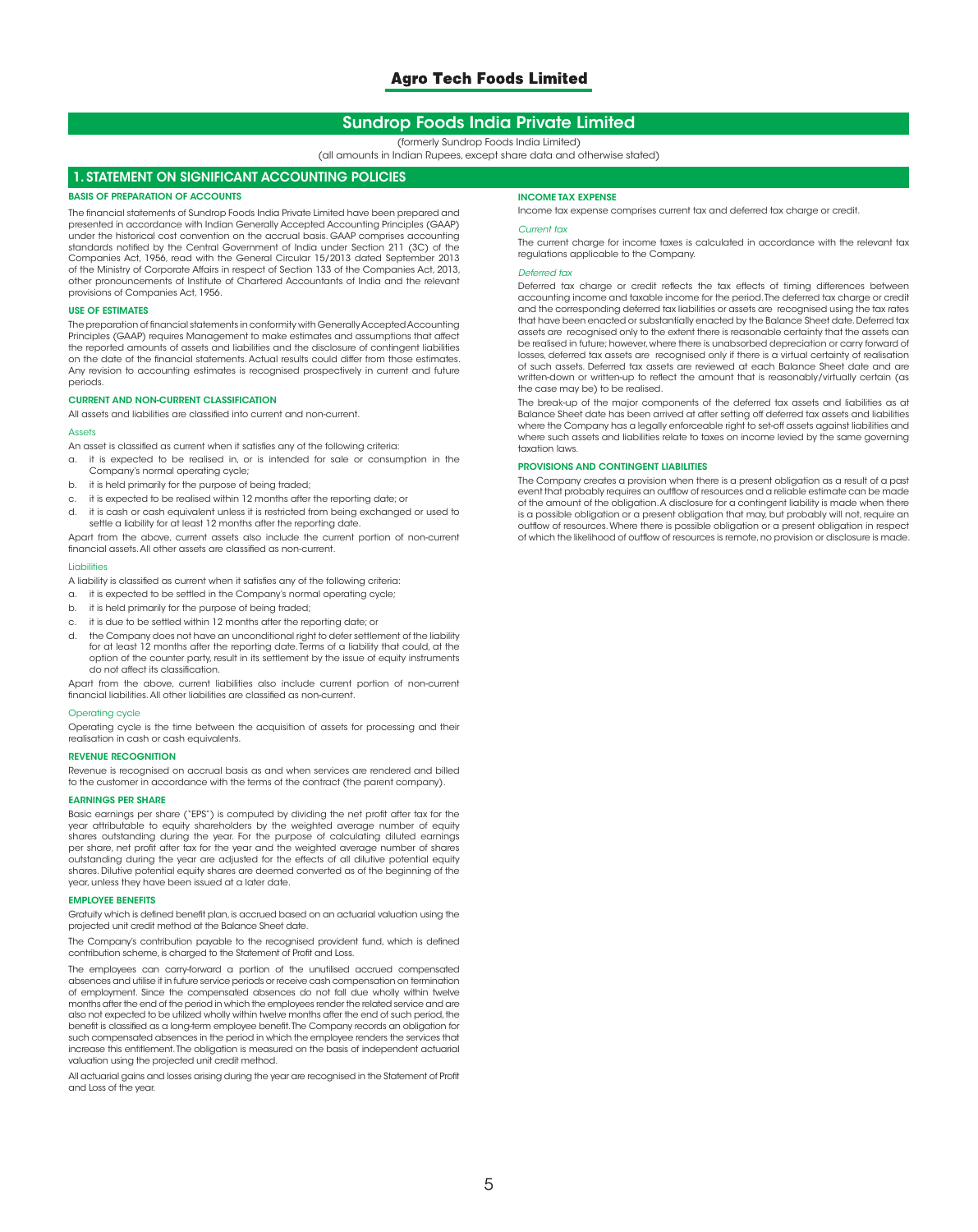# Sundrop Foods India Private Limited

(formerly Sundrop Foods India Limited)

(all amounts in Indian Rupees, except share data and otherwise stated)

## 1. STATEMENT ON SIGNIFICANT ACCOUNTING POLICIES

### BASIS OF PREPARATION OF ACCOUNTS

The financial statements of Sundrop Foods India Private Limited have been prepared and presented in accordance with Indian Generally Accepted Accounting Principles (GAAP) under the historical cost convention on the accrual basis. GAAP comprises accounting standards notified by the Central Government of India under Section 211 (3C) of the Companies Act, 1956, read with the General Circular 15/2013 dated September 2013 of the Ministry of Corporate Affairs in respect of Section 133 of the Companies Act, 2013, other pronouncements of Institute of Chartered Accountants of India and the relevant provisions of Companies Act, 1956.

### USE OF ESTIMATES

The preparation of financial statements in conformity with Generally Accepted Accounting Principles (GAAP) requires Management to make estimates and assumptions that affect the reported amounts of assets and liabilities and the disclosure of contingent liabilities on the date of the financial statements. Actual results could differ from those estimates. Any revision to accounting estimates is recognised prospectively in current and future periods.

### CURRENT AND NON-CURRENT CLASSIFICATION

All assets and liabilities are classified into current and non-current.

*Assets*

An asset is classified as current when it satisfies any of the following criteria:

a. it is expected to be realised in, or is intended for sale or consumption in the Company's normal operating cycle;
b. it is held primarily for the purpose of being traded;
c. it is expected to be realised within 12 months after the reporting date; or
d. it is cash or cash equivalent unless it is restricted from being exchanged or used to settle a liability for at least 12 months after the reporting date.

Apart from the above, current assets also include the current portion of non-current financial assets. All other assets are classified as non-current.

*Liabilities*

A liability is classified as current when it satisfies any of the following criteria:

a. it is expected to be settled in the Company's normal operating cycle;
b. it is held primarily for the purpose of being traded;
c. it is due to be settled within 12 months after the reporting date; or
d. the Company does not have an unconditional right to defer settlement of the liability for at least 12 months after the reporting date. Terms of a liability that could, at the option of the counter party, result in its settlement by the issue of equity instruments do not affect its classification.

Apart from the above, current liabilities also include current portion of non-current financial liabilities. All other liabilities are classified as non-current.

*Operating cycle*

Operating cycle is the time between the acquisition of assets for processing and their realisation in cash or cash equivalents.

### REVENUE RECOGNITION

Revenue is recognised on accrual basis as and when services are rendered and billed to the customer in accordance with the terms of the contract (the parent company).

### EARNINGS PER SHARE

Basic earnings per share ("EPS") is computed by dividing the net profit after tax for the year attributable to equity shareholders by the weighted average number of equity shares outstanding during the year. For the purpose of calculating diluted earnings per share, net profit after tax for the year and the weighted average number of shares outstanding during the year are adjusted for the effects of all dilutive potential equity shares. Dilutive potential equity shares are deemed converted as of the beginning of the year, unless they have been issued at a later date.

### EMPLOYEE BENEFITS

Gratuity which is defined benefit plan, is accrued based on an actuarial valuation using the projected unit credit method at the Balance Sheet date.

The Company's contribution payable to the recognised provident fund, which is defined contribution scheme, is charged to the Statement of Profit and Loss.

The employees can carry-forward a portion of the unutilised accrued compensated absences and utilise it in future service periods or receive cash compensation on termination of employment. Since the compensated absences do not fall due wholly within twelve months after the end of the period in which the employees render the related service and are also not expected to be utilized wholly within twelve months after the end of such period, the benefit is classified as a long-term employee benefit. The Company records an obligation for such compensated absences in the period in which the employee renders the services that increase this entitlement. The obligation is measured on the basis of independent actuarial valuation using the projected unit credit method.

All actuarial gains and losses arising during the year are recognised in the Statement of Profit and Loss of the year.

### INCOME TAX EXPENSE

Income tax expense comprises current tax and deferred tax charge or credit.

*Current tax*

The current charge for income taxes is calculated in accordance with the relevant tax regulations applicable to the Company.

*Deferred tax*

Deferred tax charge or credit reflects the tax effects of timing differences between accounting income and taxable income for the period. The deferred tax charge or credit and the corresponding deferred tax liabilities or assets are recognised using the tax rates that have been enacted or substantially enacted by the Balance Sheet date. Deferred tax assets are recognised only to the extent there is reasonable certainty that the assets can be realised in future; however, where there is unabsorbed depreciation or carry forward of losses, deferred tax assets are recognised only if there is a virtual certainty of realisation of such assets. Deferred tax assets are reviewed at each Balance Sheet date and are written-down or written-up to reflect the amount that is reasonably/virtually certain (as the case may be) to be realised.

The break-up of the major components of the deferred tax assets and liabilities as at Balance Sheet date has been arrived at after setting off deferred tax assets and liabilities where the Company has a legally enforceable right to set-off assets against liabilities and where such assets and liabilities relate to taxes on income levied by the same governing taxation laws.

### PROVISIONS AND CONTINGENT LIABILITIES

The Company creates a provision when there is a present obligation as a result of a past event that probably requires an outflow of resources and a reliable estimate can be made of the amount of the obligation. A disclosure for a contingent liability is made when there is a possible obligation or a present obligation that may, but probably will not, require an outflow of resources. Where there is possible obligation or a present obligation in respect of which the likelihood of outflow of resources is remote, no provision or disclosure is made.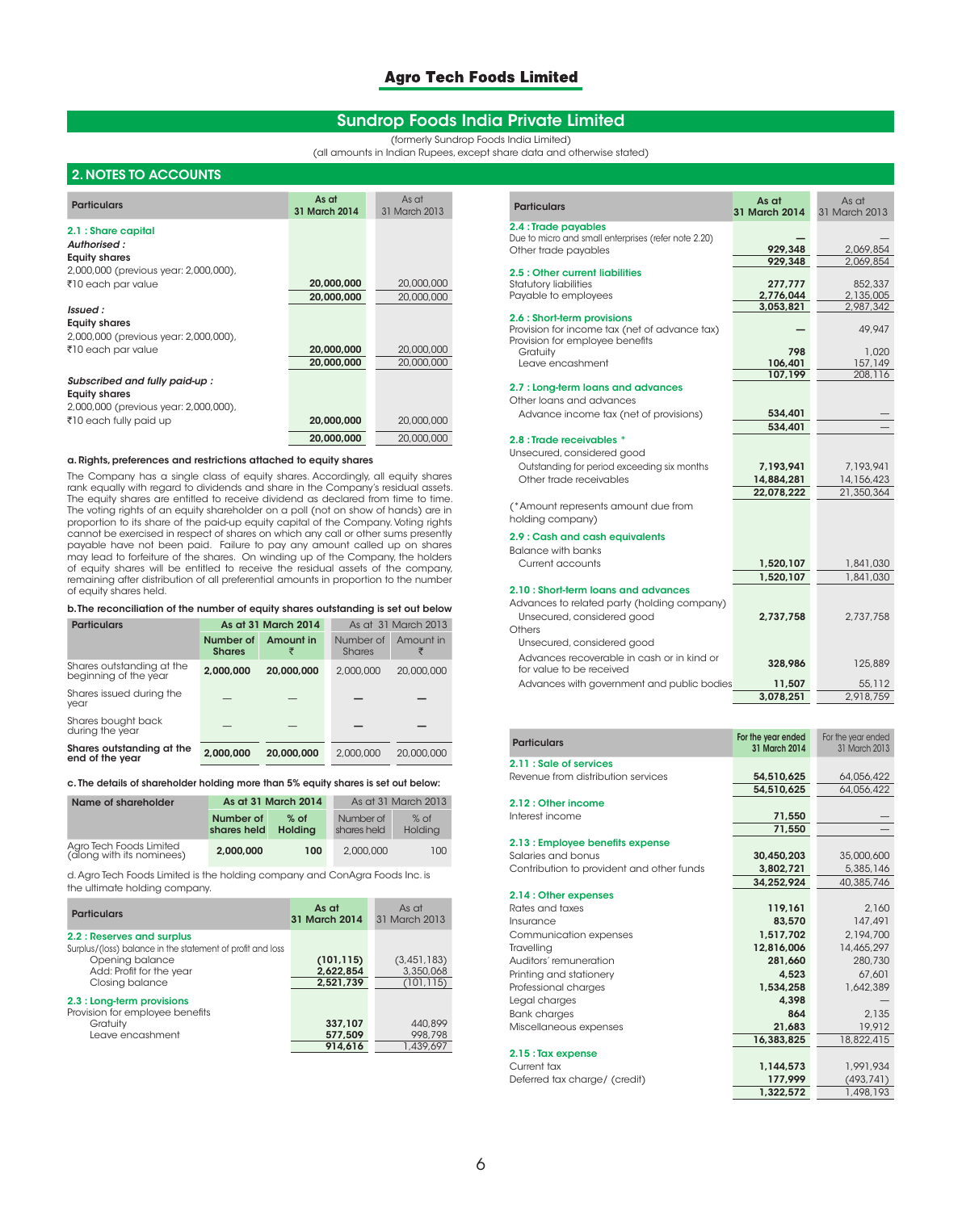## Sundrop Foods India Private Limited

(formerly Sundrop Foods India Limited)
(all amounts in Indian Rupees, except share data and otherwise stated)

## 2. NOTES TO ACCOUNTS

| Particulars | As at 31 March 2014 | As at 31 March 2013 |
|---|---|---|
| **2.1 : Share capital** | | |
| *Authorised :* | | |
| **Equity shares** | | |
| 2,000,000 (previous year: 2,000,000), ₹10 each par value | **20,000,000** | 20,000,000 |
| | **20,000,000** | 20,000,000 |
| *Issued :* | | |
| **Equity shares** | | |
| 2,000,000 (previous year: 2,000,000), ₹10 each par value | **20,000,000** | 20,000,000 |
| | **20,000,000** | 20,000,000 |
| *Subscribed and fully paid-up :* | | |
| **Equity shares** | | |
| 2,000,000 (previous year: 2,000,000), ₹10 each fully paid up | **20,000,000** | 20,000,000 |
| | **20,000,000** | 20,000,000 |

**a. Rights, preferences and restrictions attached to equity shares**

The Company has a single class of equity shares. Accordingly, all equity shares rank equally with regard to dividends and share in the Company's residual assets. The equity shares are entitled to receive dividend as declared from time to time. The voting rights of an equity shareholder on a poll (not on show of hands) are in proportion to its share of the paid-up equity capital of the Company. Voting rights cannot be exercised in respect of shares on which any call or other sums presently payable have not been paid. Failure to pay any amount called up on shares may lead to forfeiture of the shares. On winding up of the Company, the holders of equity shares will be entitled to receive the residual assets of the company, remaining after distribution of all preferential amounts in proportion to the number of equity shares held.

**b. The reconciliation of the number of equity shares outstanding is set out below**

| Particulars | As at 31 March 2014 | | As at 31 March 2013 | |
|---|---|---|---|---|
| | Number of Shares | Amount in ₹ | Number of Shares | Amount in ₹ |
| Shares outstanding at the beginning of the year | **2,000,000** | **20,000,000** | 2,000,000 | 20,000,000 |
| Shares issued during the year | — | — | — | — |
| Shares bought back during the year | — | — | — | — |
| **Shares outstanding at the end of the year** | **2,000,000** | **20,000,000** | 2,000,000 | 20,000,000 |

**c. The details of shareholder holding more than 5% equity shares is set out below:**

| Name of shareholder | As at 31 March 2014 | | As at 31 March 2013 | |
|---|---|---|---|---|
| | Number of shares held | % of Holding | Number of shares held | % of Holding |
| Agro Tech Foods Limited (along with its nominees) | **2,000,000** | **100** | 2,000,000 | 100 |

d. Agro Tech Foods Limited is the holding company and ConAgra Foods Inc. is the ultimate holding company.

| Particulars | As at 31 March 2014 | As at 31 March 2013 |
|---|---|---|
| **2.2 : Reserves and surplus** | | |
| Surplus/(loss) balance in the statement of profit and loss | | |
| Opening balance | **(101,115)** | (3,451,183) |
| Add: Profit for the year | **2,622,854** | 3,350,068 |
| Closing balance | **2,521,739** | (101,115) |
| **2.3 : Long-term provisions** | | |
| Provision for employee benefits | | |
| Gratuity | **337,107** | 440,899 |
| Leave encashment | **577,509** | 998,798 |
| | **914,616** | 1,439,697 |

| Particulars | As at 31 March 2014 | As at 31 March 2013 |
|---|---|---|
| **2.4 : Trade payables** | | |
| Due to micro and small enterprises (refer note 2.20) | — | — |
| Other trade payables | **929,348** | 2,069,854 |
| | **929,348** | 2,069,854 |
| **2.5 : Other current liabilities** | | |
| Statutory liabilities | **277,777** | 852,337 |
| Payable to employees | **2,776,044** | 2,135,005 |
| | **3,053,821** | 2,987,342 |
| **2.6 : Short-term provisions** | | |
| Provision for income tax (net of advance tax) | — | 49,947 |
| Provision for employee benefits | | |
| Gratuity | **798** | 1,020 |
| Leave encashment | **106,401** | 157,149 |
| | **107,199** | 208,116 |
| **2.7 : Long-term loans and advances** | | |
| Other loans and advances | | |
| Advance income tax (net of provisions) | **534,401** | — |
| | **534,401** | — |
| **2.8 : Trade receivables \*** | | |
| Unsecured, considered good | | |
| Outstanding for period exceeding six months | **7,193,941** | 7,193,941 |
| Other trade receivables | **14,884,281** | 14,156,423 |
| | **22,078,222** | 21,350,364 |
| (\*Amount represents amount due from holding company) | | |
| **2.9 : Cash and cash equivalents** | | |
| Balance with banks | | |
| Current accounts | **1,520,107** | 1,841,030 |
| | **1,520,107** | 1,841,030 |
| **2.10 : Short-term loans and advances** | | |
| Advances to related party (holding company) | | |
| Unsecured, considered good | **2,737,758** | 2,737,758 |
| Others | | |
| Unsecured, considered good | | |
| Advances recoverable in cash or in kind or for value to be received | **328,986** | 125,889 |
| Advances with government and public bodies | **11,507** | 55,112 |
| | **3,078,251** | 2,918,759 |

| Particulars | For the year ended 31 March 2014 | For the year ended 31 March 2013 |
|---|---|---|
| **2.11 : Sale of services** | | |
| Revenue from distribution services | **54,510,625** | 64,056,422 |
| | **54,510,625** | 64,056,422 |
| **2.12 : Other income** | | |
| Interest income | **71,550** | — |
| | **71,550** | — |
| **2.13 : Employee benefits expense** | | |
| Salaries and bonus | **30,450,203** | 35,000,600 |
| Contribution to provident and other funds | **3,802,721** | 5,385,146 |
| | **34,252,924** | 40,385,746 |
| **2.14 : Other expenses** | | |
| Rates and taxes | **119,161** | 2,160 |
| Insurance | **83,570** | 147,491 |
| Communication expenses | **1,517,702** | 2,194,700 |
| Travelling | **12,816,006** | 14,465,297 |
| Auditors' remuneration | **281,660** | 280,730 |
| Printing and stationery | **4,523** | 67,601 |
| Professional charges | **1,534,258** | 1,642,389 |
| Legal charges | **4,398** | — |
| Bank charges | **864** | 2,135 |
| Miscellaneous expenses | **21,683** | 19,912 |
| | **16,383,825** | 18,822,415 |
| **2.15 : Tax expense** | | |
| Current tax | **1,144,573** | 1,991,934 |
| Deferred tax charge/ (credit) | **177,999** | (493,741) |
| | **1,322,572** | 1,498,193 |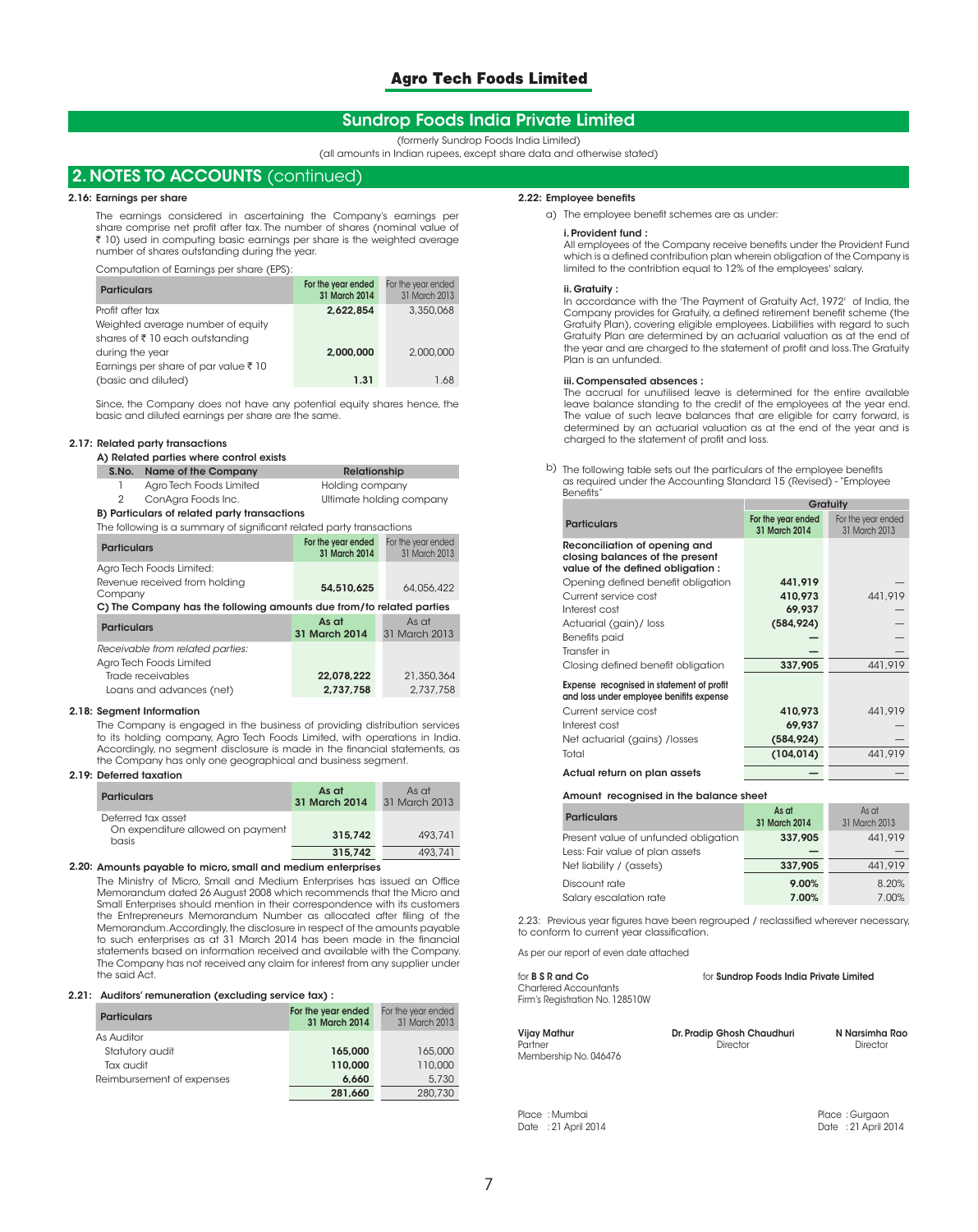# Sundrop Foods India Private Limited

(formerly Sundrop Foods India Limited)

(all amounts in Indian rupees, except share data and otherwise stated)

## 2. NOTES TO ACCOUNTS (continued)

### 2.16: Earnings per share

The earnings considered in ascertaining the Company's earnings per share comprise net profit after tax. The number of shares (nominal value of ₹ 10) used in computing basic earnings per share is the weighted average number of shares outstanding during the year.

Computation of Earnings per share (EPS):

| Particulars | For the year ended 31 March 2014 | For the year ended 31 March 2013 |
|---|---|---|
| Profit after tax | **2,622,854** | 3,350,068 |
| Weighted average number of equity shares of ₹ 10 each outstanding during the year | **2,000,000** | 2,000,000 |
| Earnings per share of par value ₹ 10 (basic and diluted) | **1.31** | 1.68 |

Since, the Company does not have any potential equity shares hence, the basic and diluted earnings per share are the same.

### 2.17: Related party transactions

**A) Related parties where control exists**

| S.No. | Name of the Company | Relationship |
|---|---|---|
| 1 | Agro Tech Foods Limited | Holding company |
| 2 | ConAgra Foods Inc. | Ultimate holding company |

**B) Particulars of related party transactions**

The following is a summary of significant related party transactions

| Particulars | For the year ended 31 March 2014 | For the year ended 31 March 2013 |
|---|---|---|
| Agro Tech Foods Limited: | | |
| Revenue received from holding Company | **54,510,625** | 64,056,422 |

**C) The Company has the following amounts due from/to related parties**

| Particulars | As at 31 March 2014 | As at 31 March 2013 |
|---|---|---|
| *Receivable from related parties:* | | |
| Agro Tech Foods Limited | | |
| Trade receivables | **22,078,222** | 21,350,364 |
| Loans and advances (net) | **2,737,758** | 2,737,758 |

### 2.18: Segment Information

The Company is engaged in the business of providing distribution services to its holding company, Agro Tech Foods Limited, with operations in India. Accordingly, no segment disclosure is made in the financial statements, as the Company has only one geographical and business segment.

### 2.19: Deferred taxation

| Particulars | As at 31 March 2014 | As at 31 March 2013 |
|---|---|---|
| Deferred tax asset | | |
| On expenditure allowed on payment basis | **315,742** | 493,741 |
| | **315,742** | 493,741 |

### 2.20: Amounts payable to micro, small and medium enterprises

The Ministry of Micro, Small and Medium Enterprises has issued an Office Memorandum dated 26 August 2008 which recommends that the Micro and Small Enterprises should mention in their correspondence with its customers the Entrepreneurs Memorandum Number as allocated after filing of the Memorandum. Accordingly, the disclosure in respect of the amounts payable to such enterprises as at 31 March 2014 has been made in the financial statements based on information received and available with the Company. The Company has not received any claim for interest from any supplier under the said Act.

### 2.21: Auditors' remuneration (excluding service tax) :

| Particulars | For the year ended 31 March 2014 | For the year ended 31 March 2013 |
|---|---|---|
| As Auditor | | |
| Statutory audit | **165,000** | 165,000 |
| Tax audit | **110,000** | 110,000 |
| Reimbursement of expenses | **6,660** | 5,730 |
| | **281,660** | 280,730 |

### 2.22: Employee benefits

a) The employee benefit schemes are as under:

**i. Provident fund :**
All employees of the Company receive benefits under the Provident Fund which is a defined contribution plan wherein obligation of the Company is limited to the contribtion equal to 12% of the employees' salary.

**ii. Gratuity :**
In accordance with the 'The Payment of Gratuity Act, 1972' of India, the Company provides for Gratuity, a defined retirement benefit scheme (the Gratuity Plan), covering eligible employees. Liabilities with regard to such Gratuity Plan are determined by an actuarial valuation as at the end of the year and are charged to the statement of profit and loss. The Gratuity Plan is an unfunded.

**iii. Compensated absences :**
The accrual for unutilised leave is determined for the entire available leave balance standing to the credit of the employees at the year end. The value of such leave balances that are eligible for carry forward, is determined by an actuarial valuation as at the end of the year and is charged to the statement of profit and loss.

b) The following table sets out the particulars of the employee benefits as required under the Accounting Standard 15 (Revised) - "Employee Benefits"

| Particulars | Gratuity | |
|---|---|---|
| | For the year ended 31 March 2014 | For the year ended 31 March 2013 |
| **Reconciliation of opening and closing balances of the present value of the defined obligation :** | | |
| Opening defined benefit obligation | **441,919** | — |
| Current service cost | **410,973** | 441,919 |
| Interest cost | **69,937** | — |
| Actuarial (gain)/ loss | **(584,924)** | — |
| Benefits paid | **—** | — |
| Transfer in | **—** | — |
| Closing defined benefit obligation | **337,905** | 441,919 |
| **Expense recognised in statement of profit and loss under employee benefits expense** | | |
| Current service cost | **410,973** | 441,919 |
| Interest cost | **69,937** | — |
| Net actuarial (gains) /losses | **(584,924)** | — |
| Total | **(104,014)** | 441,919 |
| **Actual return on plan assets** | **—** | — |

**Amount recognised in the balance sheet**

| Particulars | As at 31 March 2014 | As at 31 March 2013 |
|---|---|---|
| Present value of unfunded obligation | **337,905** | 441,919 |
| Less: Fair value of plan assets | **—** | — |
| Net liability / (assets) | **337,905** | 441,919 |
| Discount rate | **9.00%** | 8.20% |
| Salary escalation rate | **7.00%** | 7.00% |

2.23: Previous year figures have been regrouped / reclassified wherever necessary, to conform to current year classification.

As per our report of even date attached

for **B S R and Co**
Chartered Accountants
Firm's Registration No. 128510W

for **Sundrop Foods India Private Limited**

**Vijay Mathur**
Partner
Membership No. 046476

**Dr. Pradip Ghosh Chaudhuri**
Director

**N Narsimha Rao**
Director

Place : Mumbai
Date : 21 April 2014

Place : Gurgaon
Date : 21 April 2014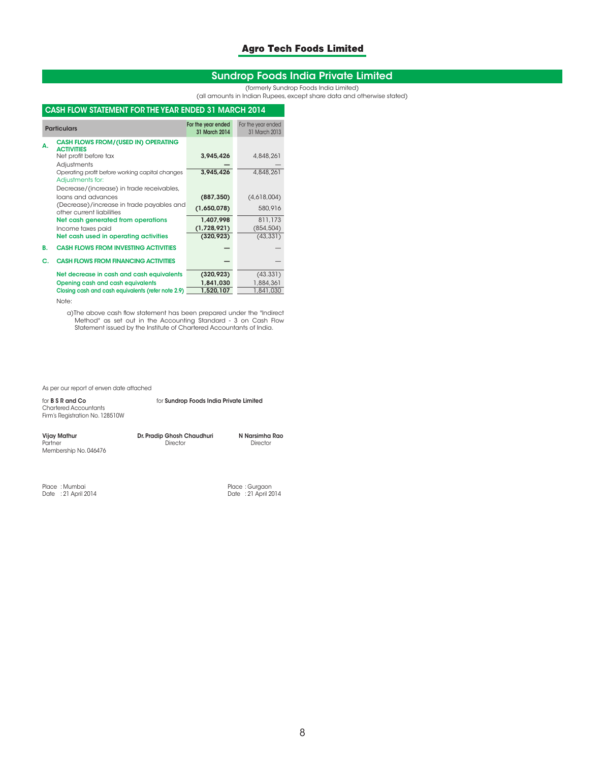# Sundrop Foods India Private Limited

(formerly Sundrop Foods India Limited)

(all amounts in Indian Rupees, except share data and otherwise stated)

## CASH FLOW STATEMENT FOR THE YEAR ENDED 31 MARCH 2014

| | Particulars | For the year ended 31 March 2014 | For the year ended 31 March 2013 |
|---|---|---|---|
| **A.** | **CASH FLOWS FROM/(USED IN) OPERATING ACTIVITIES** | | |
| | Net profit before tax | **3,945,426** | 4,848,261 |
| | Adjustments | **—** | — |
| | Operating profit before working capital changes | **3,945,426** | 4,848,261 |
| | Adjustments for: | | |
| | Decrease/(increase) in trade receivables, loans and advances | **(887,350)** | (4,618,004) |
| | (Decrease)/increase in trade payables and other current liabilities | **(1,650,078)** | 580,916 |
| | **Net cash generated from operations** | **1,407,998** | 811,173 |
| | Income taxes paid | **(1,728,921)** | (854,504) |
| | **Net cash used in operating activities** | **(320,923)** | (43,331) |
| **B.** | **CASH FLOWS FROM INVESTING ACTIVITIES** | **—** | — |
| **C.** | **CASH FLOWS FROM FINANCING ACTIVITIES** | **—** | — |
| | **Net decrease in cash and cash equivalents** | **(320,923)** | (43.331) |
| | **Opening cash and cash equivalents** | **1,841,030** | 1,884,361 |
| | **Closing cash and cash equivalents (refer note 2.9)** | **1,520,107** | 1,841,030 |

Note:

a) The above cash flow statement has been prepared under the "Indirect Method" as set out in the Accounting Standard - 3 on Cash Flow Statement issued by the Institute of Chartered Accountants of India.

As per our report of enven date attached

for **B S R and Co**
Chartered Accountants
Firm's Registration No. 128510W

for **Sundrop Foods India Private Limited**

**Vijay Mathur**
Partner
Membership No. 046476

**Dr. Pradip Ghosh Chaudhuri**
Director

**N Narsimha Rao**
Director

Place : Mumbai
Date : 21 April 2014

Place : Gurgaon
Date : 21 April 2014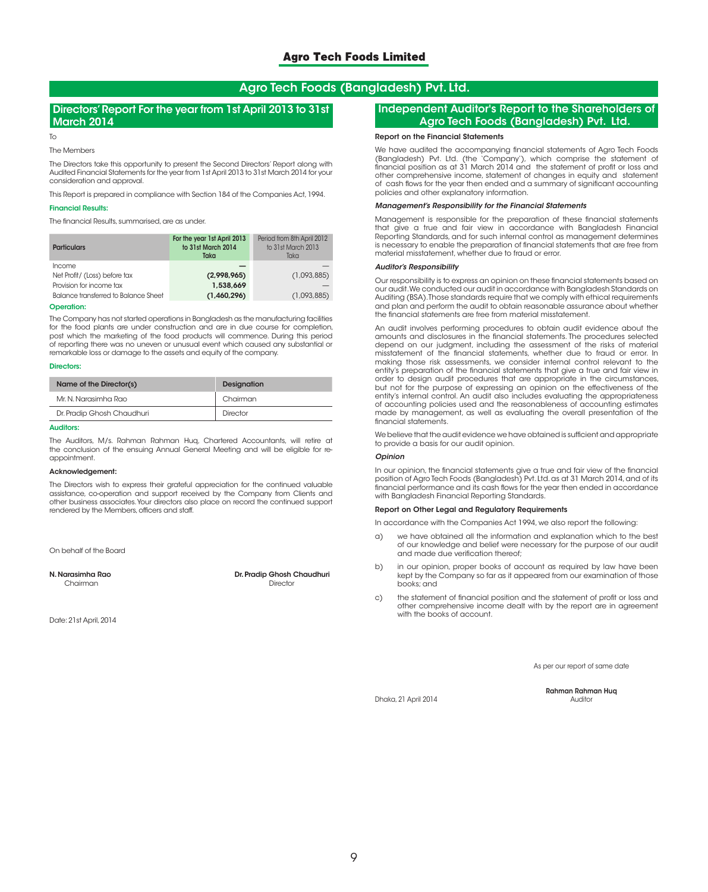# Agro Tech Foods Limited

## Agro Tech Foods (Bangladesh) Pvt. Ltd.

### Directors' Report For the year from 1st April 2013 to 31st March 2014

To

The Members

The Directors take this opportunity to present the Second Directors' Report along with Audited Financial Statements for the year from 1st April 2013 to 31st March 2014 for your consideration and approval.

This Report is prepared in compliance with Section 184 of the Companies Act, 1994.

**Financial Results:**

The financial Results, summarised, are as under.

| Particulars | For the year 1st April 2013 to 31st March 2014 Taka | Period from 8th April 2012 to 31st March 2013 Taka |
|---|---|---|
| Income | — | — |
| Net Profit/ (Loss) before tax | **(2,998,965)** | (1,093,885) |
| Provision for income tax | **1,538,669** | — |
| Balance transferred to Balance Sheet | **(1,460,296)** | (1,093,885) |

**Operation:**

The Company has not started operations in Bangladesh as the manufacturing facilities for the food plants are under construction and are in due course for completion, post which the marketing of the food products will commence. During this period of reporting there was no uneven or unusual event which caused any substantial or remarkable loss or damage to the assets and equity of the company.

**Directors:**

| Name of the Director(s) | Designation |
|---|---|
| Mr. N. Narasimha Rao | Chairman |
| Dr. Pradip Ghosh Chaudhuri | Director |

**Auditors:**

The Auditors, M/s. Rahman Rahman Huq, Chartered Accountants, will retire at the conclusion of the ensuing Annual General Meeting and will be eligible for re-appointment.

**Acknowledgement:**

The Directors wish to express their grateful appreciation for the continued valuable assistance, co-operation and support received by the Company from Clients and other business associates. Your directors also place on record the continued support rendered by the Members, officers and staff.

On behalf of the Board

**N. Narasimha Rao**
Chairman

**Dr. Pradip Ghosh Chaudhuri**
Director

Date: 21st April, 2014

### Independent Auditor's Report to the Shareholders of Agro Tech Foods (Bangladesh) Pvt. Ltd.

**Report on the Financial Statements**

We have audited the accompanying financial statements of Agro Tech Foods (Bangladesh) Pvt. Ltd. (the `Company'), which comprise the statement of financial position as at 31 March 2014 and the statement of profit or loss and other comprehensive income, statement of changes in equity and statement of cash flows for the year then ended and a summary of significant accounting policies and other explanatory information.

***Management's Responsibility for the Financial Statements***

Management is responsible for the preparation of these financial statements that give a true and fair view in accordance with Bangladesh Financial Reporting Standards, and for such internal control as management determines is necessary to enable the preparation of financial statements that are free from material misstatement, whether due to fraud or error.

***Auditor's Responsibility***

Our responsibility is to express an opinion on these financial statements based on our audit. We conducted our audit in accordance with Bangladesh Standards on Auditing (BSA). Those standards require that we comply with ethical requirements and plan and perform the audit to obtain reasonable assurance about whether the financial statements are free from material misstatement.

An audit involves performing procedures to obtain audit evidence about the amounts and disclosures in the financial statements. The procedures selected depend on our judgment, including the assessment of the risks of material misstatement of the financial statements, whether due to fraud or error. In making those risk assessments, we consider internal control relevant to the entity's preparation of the financial statements that give a true and fair view in order to design audit procedures that are appropriate in the circumstances, but not for the purpose of expressing an opinion on the effectiveness of the entity's internal control. An audit also includes evaluating the appropriateness of accounting policies used and the reasonableness of accounting estimates made by management, as well as evaluating the overall presentation of the financial statements.

We believe that the audit evidence we have obtained is sufficient and appropriate to provide a basis for our audit opinion.

***Opinion***

In our opinion, the financial statements give a true and fair view of the financial position of Agro Tech Foods (Bangladesh) Pvt. Ltd. as at 31 March 2014, and of its financial performance and its cash flows for the year then ended in accordance with Bangladesh Financial Reporting Standards.

**Report on Other Legal and Regulatory Requirements**

In accordance with the Companies Act 1994, we also report the following:

a) we have obtained all the information and explanation which to the best of our knowledge and belief were necessary for the purpose of our audit and made due verification thereof;

b) in our opinion, proper books of account as required by law have been kept by the Company so far as it appeared from our examination of those books; and

c) the statement of financial position and the statement of profit or loss and other comprehensive income dealt with by the report are in agreement with the books of account.

As per our report of same date

Dhaka, 21 April 2014

**Rahman Rahman Huq**
Auditor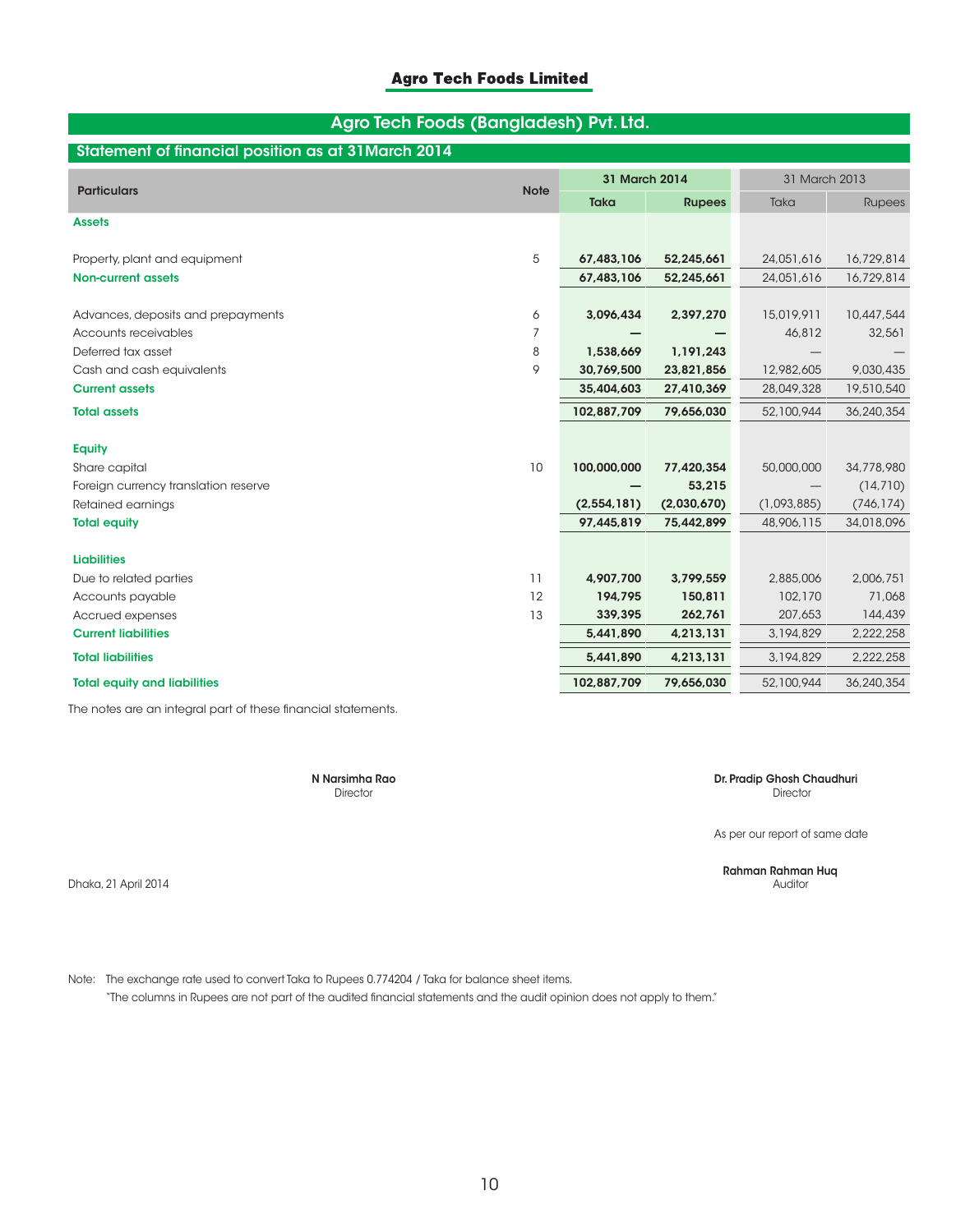# Agro Tech Foods Limited

## Agro Tech Foods (Bangladesh) Pvt. Ltd.

### Statement of financial position as at 31March 2014

| Particulars | Note | 31 March 2014 | | 31 March 2013 | |
|---|---|---|---|---|---|
| | | Taka | Rupees | Taka | Rupees |
| **Assets** | | | | | |
| Property, plant and equipment | 5 | **67,483,106** | **52,245,661** | 24,051,616 | 16,729,814 |
| **Non-current assets** | | **67,483,106** | **52,245,661** | 24,051,616 | 16,729,814 |
| Advances, deposits and prepayments | 6 | **3,096,434** | **2,397,270** | 15,019,911 | 10,447,544 |
| Accounts receivables | 7 | **—** | **—** | 46,812 | 32,561 |
| Deferred tax asset | 8 | **1,538,669** | **1,191,243** | — | — |
| Cash and cash equivalents | 9 | **30,769,500** | **23,821,856** | 12,982,605 | 9,030,435 |
| **Current assets** | | **35,404,603** | **27,410,369** | 28,049,328 | 19,510,540 |
| **Total assets** | | **102,887,709** | **79,656,030** | 52,100,944 | 36,240,354 |
| **Equity** | | | | | |
| Share capital | 10 | **100,000,000** | **77,420,354** | 50,000,000 | 34,778,980 |
| Foreign currency translation reserve | | **—** | **53,215** | — | (14,710) |
| Retained earnings | | **(2,554,181)** | **(2,030,670)** | (1,093,885) | (746,174) |
| **Total equity** | | **97,445,819** | **75,442,899** | 48,906,115 | 34,018,096 |
| **Liabilities** | | | | | |
| Due to related parties | 11 | **4,907,700** | **3,799,559** | 2,885,006 | 2,006,751 |
| Accounts payable | 12 | **194,795** | **150,811** | 102,170 | 71,068 |
| Accrued expenses | 13 | **339,395** | **262,761** | 207,653 | 144,439 |
| **Current liabilities** | | **5,441,890** | **4,213,131** | 3,194,829 | 2,222,258 |
| **Total liabilities** | | **5,441,890** | **4,213,131** | 3,194,829 | 2,222,258 |
| **Total equity and liabilities** | | **102,887,709** | **79,656,030** | 52,100,944 | 36,240,354 |

The notes are an integral part of these financial statements.

**N Narsimha Rao**
Director

**Dr. Pradip Ghosh Chaudhuri**
Director

As per our report of same date

**Rahman Rahman Huq**
Auditor

Dhaka, 21 April 2014

Note: The exchange rate used to convert Taka to Rupees 0.774204 / Taka for balance sheet items.
"The columns in Rupees are not part of the audited financial statements and the audit opinion does not apply to them."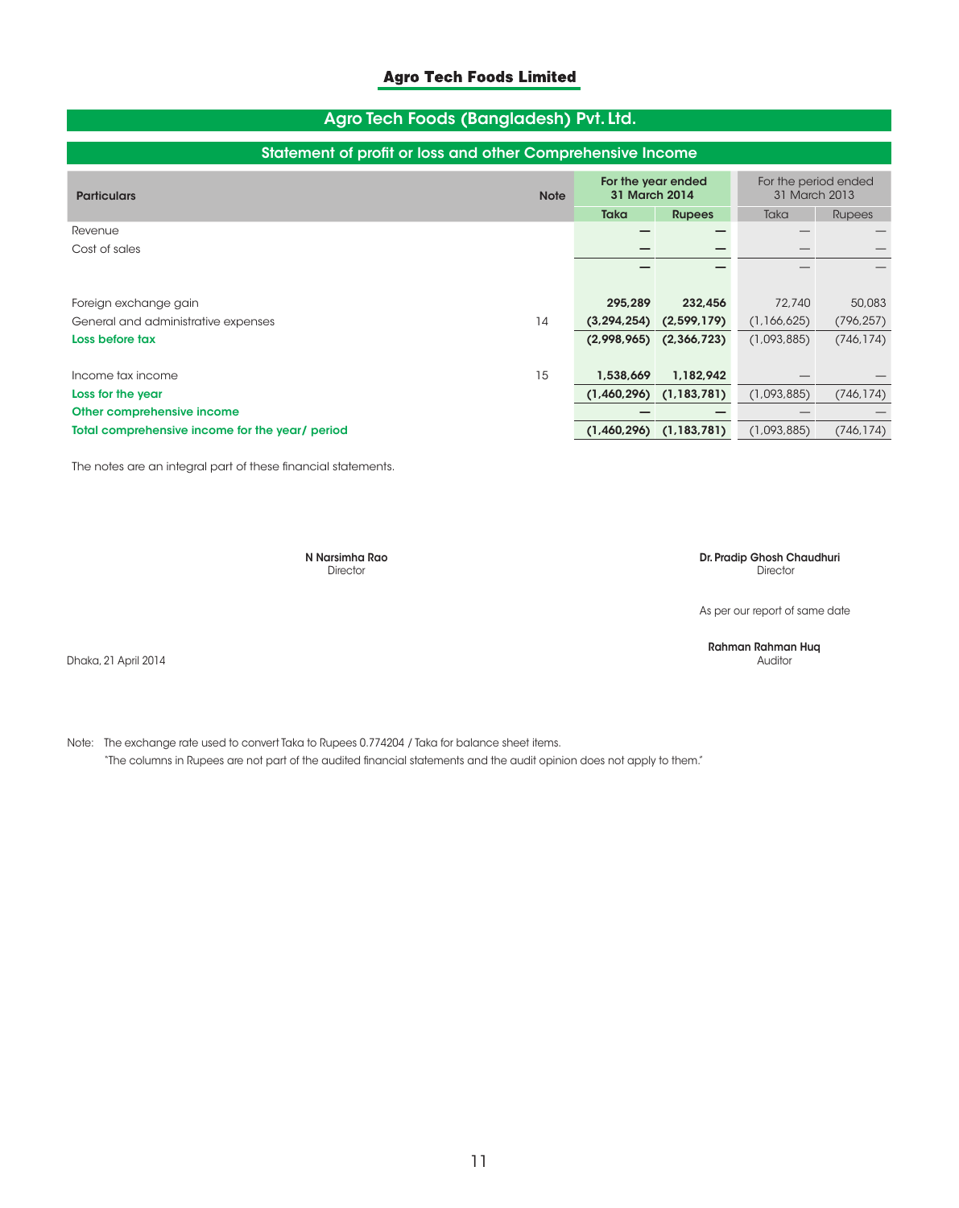# Agro Tech Foods Limited

## Agro Tech Foods (Bangladesh) Pvt. Ltd.

### Statement of profit or loss and other Comprehensive Income

| Particulars | Note | For the year ended 31 March 2014 | | For the period ended 31 March 2013 | |
|---|---|---|---|---|---|
| | | Taka | Rupees | Taka | Rupees |
| Revenue | | — | — | — | — |
| Cost of sales | | — | — | — | — |
| | | — | — | — | — |
| Foreign exchange gain | | 295,289 | 232,456 | 72,740 | 50,083 |
| General and administrative expenses | 14 | (3,294,254) | (2,599,179) | (1,166,625) | (796,257) |
| **Loss before tax** | | (2,998,965) | (2,366,723) | (1,093,885) | (746,174) |
| Income tax income | 15 | 1,538,669 | 1,182,942 | — | — |
| **Loss for the year** | | (1,460,296) | (1,183,781) | (1,093,885) | (746,174) |
| **Other comprehensive income** | | — | — | — | — |
| **Total comprehensive income for the year/ period** | | (1,460,296) | (1,183,781) | (1,093,885) | (746,174) |

The notes are an integral part of these financial statements.

**N Narsimha Rao**
Director

**Dr. Pradip Ghosh Chaudhuri**
Director

As per our report of same date

**Rahman Rahman Huq**
Auditor

Dhaka, 21 April 2014

Note: The exchange rate used to convert Taka to Rupees 0.774204 / Taka for balance sheet items.
"The columns in Rupees are not part of the audited financial statements and the audit opinion does not apply to them."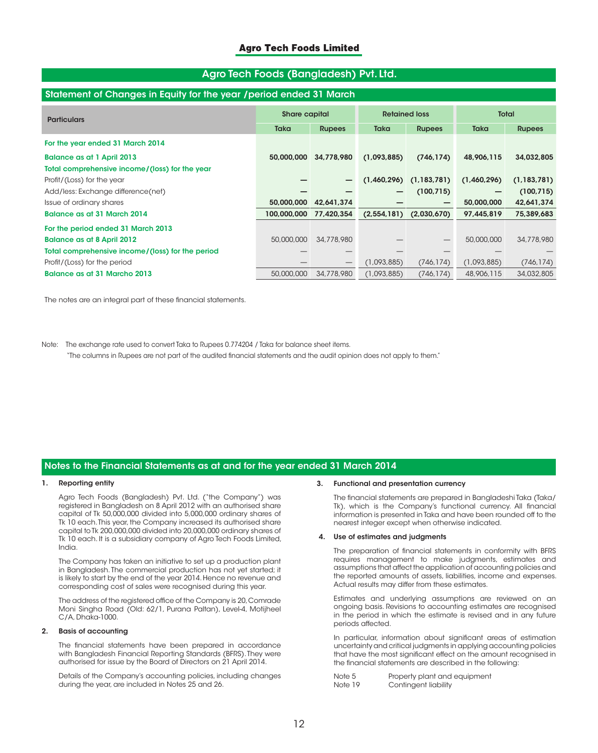## Agro Tech Foods (Bangladesh) Pvt. Ltd.

### Statement of Changes in Equity for the year /period ended 31 March

| Particulars | Share capital | | Retained loss | | Total | |
|---|---|---|---|---|---|---|
| | Taka | Rupees | Taka | Rupees | Taka | Rupees |
| **For the year ended 31 March 2014** | | | | | | |
| **Balance as at 1 April 2013** | **50,000,000** | **34,778,980** | **(1,093,885)** | **(746,174)** | **48,906,115** | **34,032,805** |
| **Total comprehensive income/(loss) for the year** | | | | | | |
| Profit/(Loss) for the year | **—** | **—** | **(1,460,296)** | **(1,183,781)** | **(1,460,296)** | **(1,183,781)** |
| Add/less: Exchange difference(net) | **—** | **—** | **—** | **(100,715)** | **—** | **(100,715)** |
| Issue of ordinary shares | **50,000,000** | **42,641,374** | **—** | **—** | **50,000,000** | **42,641,374** |
| **Balance as at 31 March 2014** | **100,000,000** | **77,420,354** | **(2,554,181)** | **(2,030,670)** | **97,445,819** | **75,389,683** |
| **For the period ended 31 March 2013** | | | | | | |
| **Balance as at 8 April 2012** | 50,000,000 | 34,778,980 | — | — | 50,000,000 | 34,778,980 |
| **Total comprehensive income/(loss) for the period** | — | — | — | — | — | — |
| Profit/(Loss) for the period | — | — | (1,093,885) | (746,174) | (1,093,885) | (746,174) |
| **Balance as at 31 Marcho 2013** | 50,000,000 | 34,778,980 | (1,093,885) | (746,174) | 48,906,115 | 34,032,805 |

The notes are an integral part of these financial statements.

Note: The exchange rate used to convert Taka to Rupees 0.774204 / Taka for balance sheet items.
"The columns in Rupees are not part of the audited financial statements and the audit opinion does not apply to them."

## Notes to the Financial Statements as at and for the year ended 31 March 2014

**1. Reporting entity**

Agro Tech Foods (Bangladesh) Pvt. Ltd. ("the Company") was registered in Bangladesh on 8 April 2012 with an authorised share capital of Tk 50,000,000 divided into 5,000,000 ordinary shares of Tk 10 each. This year, the Company increased its authorised share capital to Tk 200,000,000 divided into 20,000,000 ordinary shares of Tk 10 each. It is a subsidiary company of Agro Tech Foods Limited, India.

The Company has taken an initiative to set up a production plant in Bangladesh. The commercial production has not yet started; it is likely to start by the end of the year 2014. Hence no revenue and corresponding cost of sales were recognised during this year.

The address of the registered office of the Company is 20, Comrade Moni Singha Road (Old: 62/1, Purana Paltan), Level-4, Motijheel C/A, Dhaka-1000.

**2. Basis of accounting**

The financial statements have been prepared in accordance with Bangladesh Financial Reporting Standards (BFRS). They were authorised for issue by the Board of Directors on 21 April 2014.

Details of the Company's accounting policies, including changes during the year, are included in Notes 25 and 26.

**3. Functional and presentation currency**

The financial statements are prepared in Bangladeshi Taka (Taka/Tk), which is the Company's functional currency. All financial information is presented in Taka and have been rounded off to the nearest integer except when otherwise indicated.

**4. Use of estimates and judgments**

The preparation of financial statements in conformity with BFRS requires management to make judgments, estimates and assumptions that affect the application of accounting policies and the reported amounts of assets, liabilities, income and expenses. Actual results may differ from these estimates.

Estimates and underlying assumptions are reviewed on an ongoing basis. Revisions to accounting estimates are recognised in the period in which the estimate is revised and in any future periods affected.

In particular, information about significant areas of estimation uncertainty and critical judgments in applying accounting policies that have the most significant effect on the amount recognised in the financial statements are described in the following:

| | |
|---|---|
| Note 5 | Property plant and equipment |
| Note 19 | Contingent liability |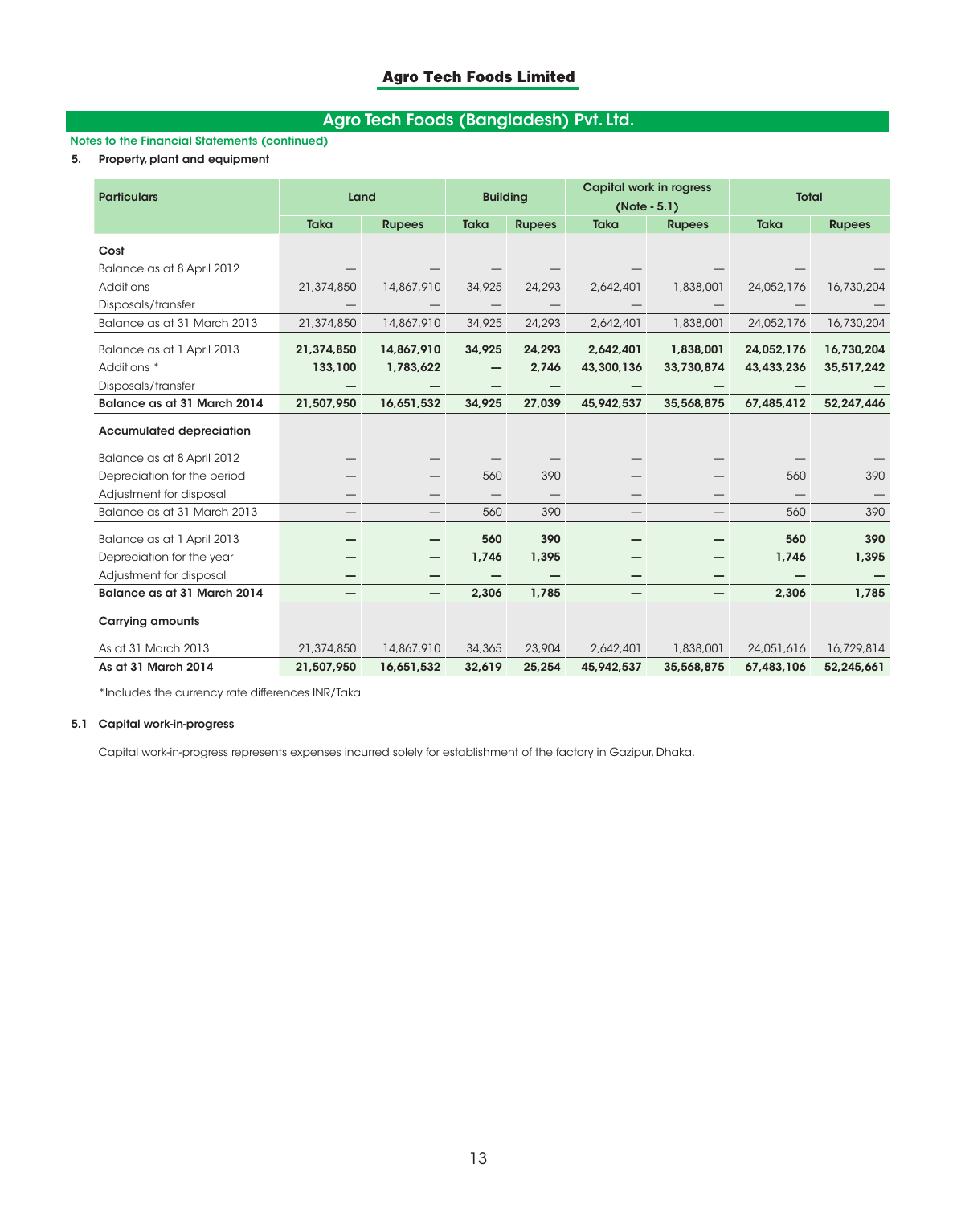## Agro Tech Foods Limited

## Agro Tech Foods (Bangladesh) Pvt. Ltd.

**Notes to the Financial Statements (continued)**

**5. Property, plant and equipment**

| Particulars | Land | | Building | | Capital work in rogress (Note - 5.1) | | Total | |
|---|---|---|---|---|---|---|---|---|
| | Taka | Rupees | Taka | Rupees | Taka | Rupees | Taka | Rupees |
| **Cost** | | | | | | | | |
| Balance as at 8 April 2012 | — | — | — | — | — | — | — | — |
| Additions | 21,374,850 | 14,867,910 | 34,925 | 24,293 | 2,642,401 | 1,838,001 | 24,052,176 | 16,730,204 |
| Disposals/transfer | — | — | — | — | — | — | — | — |
| Balance as at 31 March 2013 | 21,374,850 | 14,867,910 | 34,925 | 24,293 | 2,642,401 | 1,838,001 | 24,052,176 | 16,730,204 |
| Balance as at 1 April 2013 | **21,374,850** | **14,867,910** | **34,925** | **24,293** | **2,642,401** | **1,838,001** | **24,052,176** | **16,730,204** |
| Additions * | **133,100** | **1,783,622** | **—** | **2,746** | **43,300,136** | **33,730,874** | **43,433,236** | **35,517,242** |
| Disposals/transfer | **—** | **—** | **—** | **—** | **—** | **—** | **—** | **—** |
| **Balance as at 31 March 2014** | **21,507,950** | **16,651,532** | **34,925** | **27,039** | **45,942,537** | **35,568,875** | **67,485,412** | **52,247,446** |
| **Accumulated depreciation** | | | | | | | | |
| Balance as at 8 April 2012 | — | — | — | — | — | — | — | — |
| Depreciation for the period | — | — | 560 | 390 | — | — | 560 | 390 |
| Adjustment for disposal | — | — | — | — | — | — | — | — |
| Balance as at 31 March 2013 | — | — | 560 | 390 | — | — | 560 | 390 |
| Balance as at 1 April 2013 | **—** | **—** | **560** | **390** | **—** | **—** | **560** | **390** |
| Depreciation for the year | **—** | **—** | **1,746** | **1,395** | **—** | **—** | **1,746** | **1,395** |
| Adjustment for disposal | **—** | **—** | **—** | **—** | **—** | **—** | **—** | **—** |
| **Balance as at 31 March 2014** | **—** | **—** | **2,306** | **1,785** | **—** | **—** | **2,306** | **1,785** |
| **Carrying amounts** | | | | | | | | |
| As at 31 March 2013 | 21,374,850 | 14,867,910 | 34,365 | 23,904 | 2,642,401 | 1,838,001 | 24,051,616 | 16,729,814 |
| **As at 31 March 2014** | **21,507,950** | **16,651,532** | **32,619** | **25,254** | **45,942,537** | **35,568,875** | **67,483,106** | **52,245,661** |

*Includes the currency rate differences INR/Taka

**5.1 Capital work-in-progress**

Capital work-in-progress represents expenses incurred solely for establishment of the factory in Gazipur, Dhaka.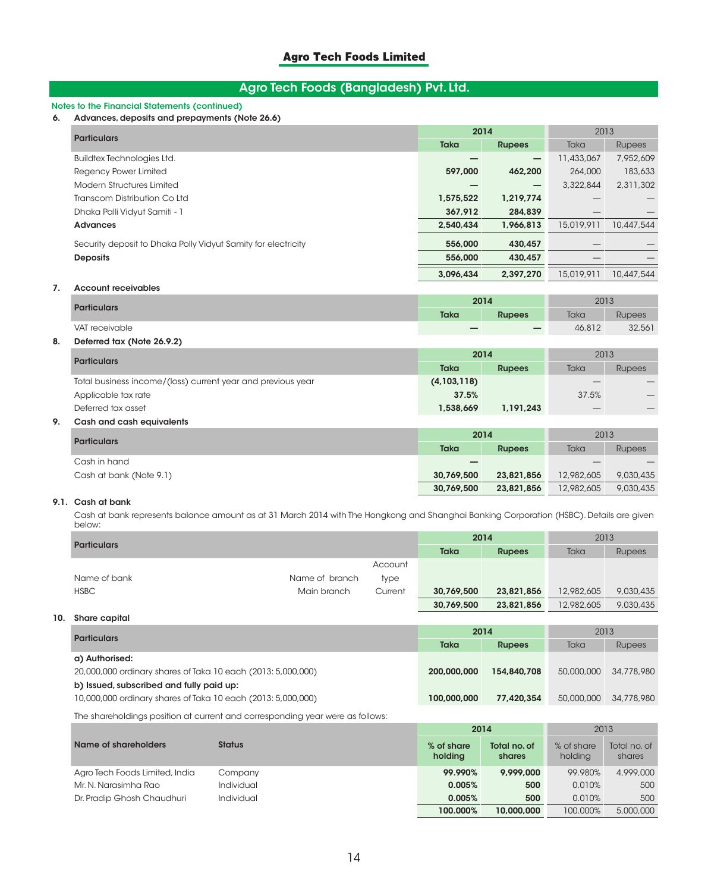## Agro Tech Foods Limited

## Agro Tech Foods (Bangladesh) Pvt. Ltd.

**Notes to the Financial Statements (continued)**

**6. Advances, deposits and prepayments (Note 26.6)**

| Particulars | 2014 | | 2013 | |
|---|---|---|---|---|
| | Taka | Rupees | Taka | Rupees |
| Buildtex Technologies Ltd. | — | — | 11,433,067 | 7,952,609 |
| Regency Power Limited | 597,000 | 462,200 | 264,000 | 183,633 |
| Modern Structures Limited | — | — | 3,322,844 | 2,311,302 |
| Transcom Distribution Co Ltd | 1,575,522 | 1,219,774 | — | — |
| Dhaka Palli Vidyut Samiti - 1 | 367,912 | 284,839 | — | — |
| **Advances** | **2,540,434** | **1,966,813** | 15,019,911 | 10,447,544 |
| Security deposit to Dhaka Polly Vidyut Samity for electricity | 556,000 | 430,457 | — | — |
| **Deposits** | **556,000** | **430,457** | — | — |
| | **3,096,434** | **2,397,270** | 15,019,911 | 10,447,544 |

**7. Account receivables**

| Particulars | 2014 | | 2013 | |
|---|---|---|---|---|
| | Taka | Rupees | Taka | Rupees |
| VAT receivable | — | — | 46,812 | 32,561 |

**8. Deferred tax (Note 26.9.2)**

| Particulars | 2014 | | 2013 | |
|---|---|---|---|---|
| | Taka | Rupees | Taka | Rupees |
| Total business income/(loss) current year and previous year | (4,103,118) | | — | — |
| Applicable tax rate | 37.5% | | 37.5% | — |
| Deferred tax asset | 1,538,669 | 1,191,243 | — | — |

**9. Cash and cash equivalents**

| Particulars | 2014 | | 2013 | |
|---|---|---|---|---|
| | Taka | Rupees | Taka | Rupees |
| Cash in hand | — | | — | — |
| Cash at bank (Note 9.1) | 30,769,500 | 23,821,856 | 12,982,605 | 9,030,435 |
| | **30,769,500** | **23,821,856** | 12,982,605 | 9,030,435 |

**9.1. Cash at bank**

Cash at bank represents balance amount as at 31 March 2014 with The Hongkong and Shanghai Banking Corporation (HSBC). Details are given below:

| Particulars | | | 2014 | | 2013 | |
|---|---|---|---|---|---|---|
| | | | Taka | Rupees | Taka | Rupees |
| Name of bank | Name of branch | Account type | | | | |
| HSBC | Main branch | Current | 30,769,500 | 23,821,856 | 12,982,605 | 9,030,435 |
| | | | **30,769,500** | **23,821,856** | 12,982,605 | 9,030,435 |

**10. Share capital**

| Particulars | 2014 | | 2013 | |
|---|---|---|---|---|
| | Taka | Rupees | Taka | Rupees |
| **a) Authorised:** | | | | |
| 20,000,000 ordinary shares of Taka 10 each (2013: 5,000,000) | 200,000,000 | 154,840,708 | 50,000,000 | 34,778,980 |
| **b) Issued, subscribed and fully paid up:** | | | | |
| 10,000,000 ordinary shares of Taka 10 each (2013: 5,000,000) | 100,000,000 | 77,420,354 | 50,000,000 | 34,778,980 |

The shareholdings position at current and corresponding year were as follows:

| Name of shareholders | Status | 2014 | | 2013 | |
|---|---|---|---|---|---|
| | | % of share holding | Total no. of shares | % of share holding | Total no. of shares |
| Agro Tech Foods Limited, India | Company | 99.990% | 9,999,000 | 99.980% | 4,999,000 |
| Mr. N. Narasimha Rao | Individual | 0.005% | 500 | 0.010% | 500 |
| Dr. Pradip Ghosh Chaudhuri | Individual | 0.005% | 500 | 0.010% | 500 |
| | | **100.000%** | **10,000,000** | 100.000% | 5,000,000 |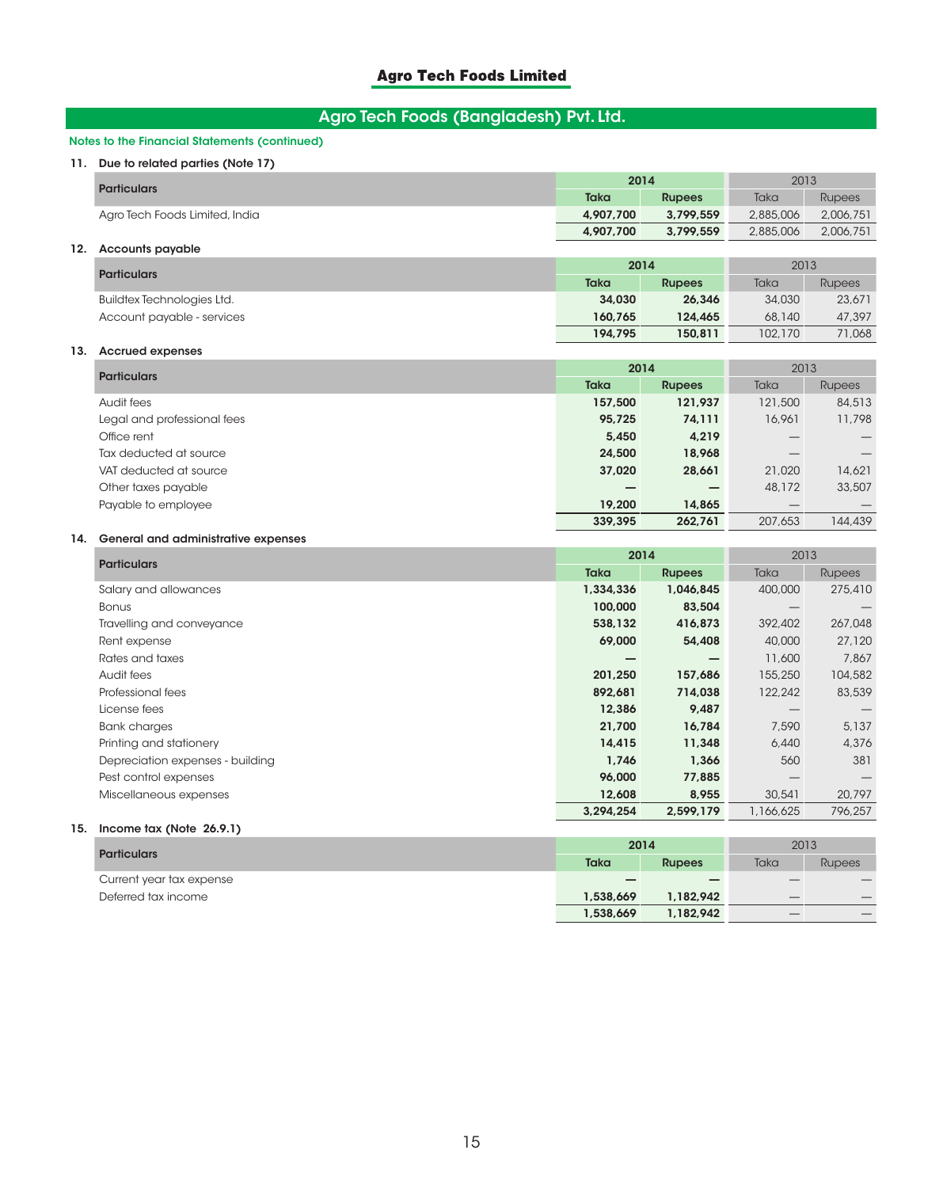## Agro Tech Foods Limited

## Agro Tech Foods (Bangladesh) Pvt. Ltd.

**Notes to the Financial Statements (continued)**

**11. Due to related parties (Note 17)**

| Particulars | 2014 | | 2013 | |
|---|---|---|---|---|
| | Taka | Rupees | Taka | Rupees |
| Agro Tech Foods Limited, India | **4,907,700** | **3,799,559** | 2,885,006 | 2,006,751 |
| | **4,907,700** | **3,799,559** | 2,885,006 | 2,006,751 |

**12. Accounts payable**

| Particulars | 2014 | | 2013 | |
|---|---|---|---|---|
| | Taka | Rupees | Taka | Rupees |
| Buildtex Technologies Ltd. | **34,030** | **26,346** | 34,030 | 23,671 |
| Account payable - services | **160,765** | **124,465** | 68,140 | 47,397 |
| | **194,795** | **150,811** | 102,170 | 71,068 |

**13. Accrued expenses**

| Particulars | 2014 | | 2013 | |
|---|---|---|---|---|
| | Taka | Rupees | Taka | Rupees |
| Audit fees | **157,500** | **121,937** | 121,500 | 84,513 |
| Legal and professional fees | **95,725** | **74,111** | 16,961 | 11,798 |
| Office rent | **5,450** | **4,219** | — | — |
| Tax deducted at source | **24,500** | **18,968** | — | — |
| VAT deducted at source | **37,020** | **28,661** | 21,020 | 14,621 |
| Other taxes payable | **—** | **—** | 48,172 | 33,507 |
| Payable to employee | **19,200** | **14,865** | — | — |
| | **339,395** | **262,761** | 207,653 | 144,439 |

**14. General and administrative expenses**

| Particulars | 2014 | | 2013 | |
|---|---|---|---|---|
| | Taka | Rupees | Taka | Rupees |
| Salary and allowances | **1,334,336** | **1,046,845** | 400,000 | 275,410 |
| Bonus | **100,000** | **83,504** | — | — |
| Travelling and conveyance | **538,132** | **416,873** | 392,402 | 267,048 |
| Rent expense | **69,000** | **54,408** | 40,000 | 27,120 |
| Rates and taxes | **—** | **—** | 11,600 | 7,867 |
| Audit fees | **201,250** | **157,686** | 155,250 | 104,582 |
| Professional fees | **892,681** | **714,038** | 122,242 | 83,539 |
| License fees | **12,386** | **9,487** | — | — |
| Bank charges | **21,700** | **16,784** | 7,590 | 5,137 |
| Printing and stationery | **14,415** | **11,348** | 6,440 | 4,376 |
| Depreciation expenses - building | **1,746** | **1,366** | 560 | 381 |
| Pest control expenses | **96,000** | **77,885** | — | — |
| Miscellaneous expenses | **12,608** | **8,955** | 30,541 | 20,797 |
| | **3,294,254** | **2,599,179** | 1,166,625 | 796,257 |

**15. Income tax (Note 26.9.1)**

| Particulars | 2014 | | 2013 | |
|---|---|---|---|---|
| | Taka | Rupees | Taka | Rupees |
| Current year tax expense | **—** | **—** | — | — |
| Deferred tax income | **1,538,669** | **1,182,942** | — | — |
| | **1,538,669** | **1,182,942** | — | — |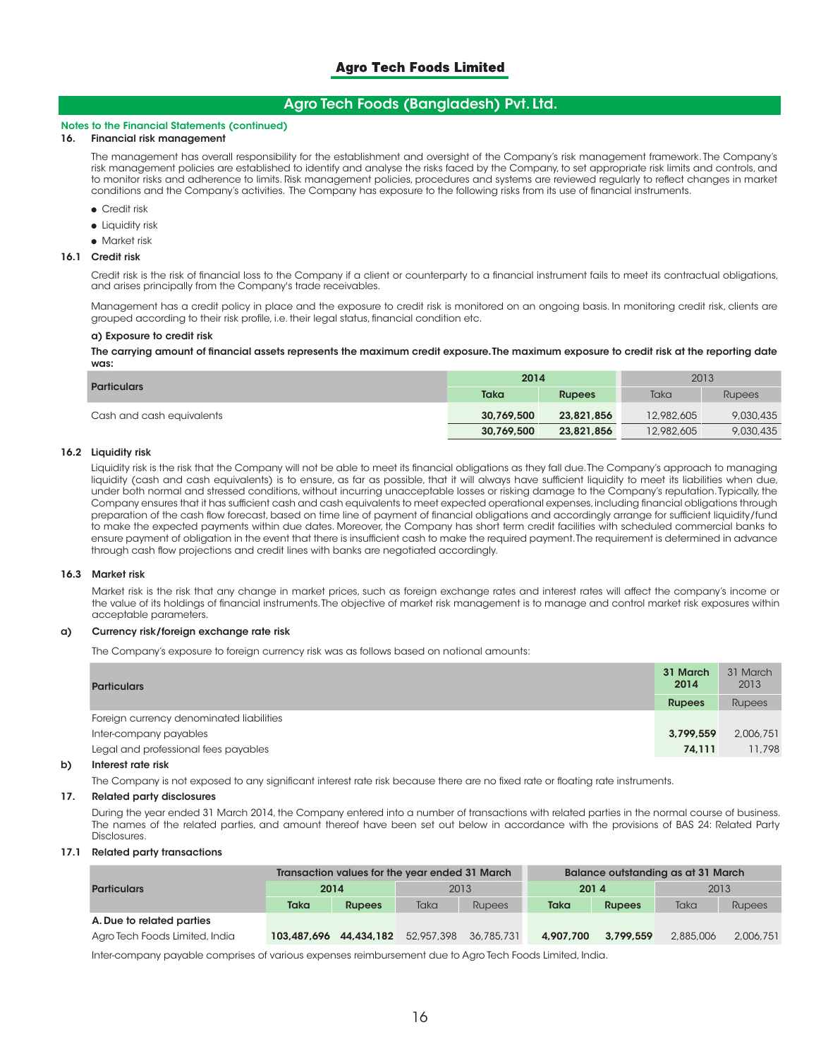## Agro Tech Foods (Bangladesh) Pvt. Ltd.

**Notes to the Financial Statements (continued)**

### 16. Financial risk management

The management has overall responsibility for the establishment and oversight of the Company's risk management framework. The Company's risk management policies are established to identify and analyse the risks faced by the Company, to set appropriate risk limits and controls, and to monitor risks and adherence to limits. Risk management policies, procedures and systems are reviewed regularly to reflect changes in market conditions and the Company's activities. The Company has exposure to the following risks from its use of financial instruments.

- Credit risk
- Liquidity risk
- Market risk

### 16.1 Credit risk

Credit risk is the risk of financial loss to the Company if a client or counterparty to a financial instrument fails to meet its contractual obligations, and arises principally from the Company's trade receivables.

Management has a credit policy in place and the exposure to credit risk is monitored on an ongoing basis. In monitoring credit risk, clients are grouped according to their risk profile, i.e. their legal status, financial condition etc.

**a) Exposure to credit risk**

**The carrying amount of financial assets represents the maximum credit exposure. The maximum exposure to credit risk at the reporting date was:**

| Particulars | 2014 | | 2013 | |
|---|---|---|---|---|
| | Taka | Rupees | Taka | Rupees |
| Cash and cash equivalents | 30,769,500 | 23,821,856 | 12,982,605 | 9,030,435 |
| | **30,769,500** | **23,821,856** | 12,982,605 | 9,030,435 |

### 16.2 Liquidity risk

Liquidity risk is the risk that the Company will not be able to meet its financial obligations as they fall due. The Company's approach to managing liquidity (cash and cash equivalents) is to ensure, as far as possible, that it will always have sufficient liquidity to meet its liabilities when due, under both normal and stressed conditions, without incurring unacceptable losses or risking damage to the Company's reputation. Typically, the Company ensures that it has sufficient cash and cash equivalents to meet expected operational expenses, including financial obligations through preparation of the cash flow forecast, based on time line of payment of financial obligations and accordingly arrange for sufficient liquidity/fund to make the expected payments within due dates. Moreover, the Company has short term credit facilities with scheduled commercial banks to ensure payment of obligation in the event that there is insufficient cash to make the required payment. The requirement is determined in advance through cash flow projections and credit lines with banks are negotiated accordingly.

### 16.3 Market risk

Market risk is the risk that any change in market prices, such as foreign exchange rates and interest rates will affect the company's income or the value of its holdings of financial instruments. The objective of market risk management is to manage and control market risk exposures within acceptable parameters.

**a) Currency risk/foreign exchange rate risk**

The Company's exposure to foreign currency risk was as follows based on notional amounts:

| Particulars | 31 March 2014 | 31 March 2013 |
|---|---|---|
| | Rupees | Rupees |
| Foreign currency denominated liabilities | | |
| Inter-company payables | 3,799,559 | 2,006,751 |
| Legal and professional fees payables | 74,111 | 11,798 |

**b) Interest rate risk**

The Company is not exposed to any significant interest rate risk because there are no fixed rate or floating rate instruments.

### 17. Related party disclosures

During the year ended 31 March 2014, the Company entered into a number of transactions with related parties in the normal course of business. The names of the related parties, and amount thereof have been set out below in accordance with the provisions of BAS 24: Related Party Disclosures.

### 17.1 Related party transactions

| Particulars | Transaction values for the year ended 31 March | | | | Balance outstanding as at 31 March | | | |
|---|---|---|---|---|---|---|---|---|
| | 2014 | | 2013 | | 2014 | | 2013 | |
| | Taka | Rupees | Taka | Rupees | Taka | Rupees | Taka | Rupees |
| **A. Due to related parties** | | | | | | | | |
| Agro Tech Foods Limited, India | 103,487,696 | 44,434,182 | 52,957,398 | 36,785,731 | 4,907,700 | 3,799,559 | 2,885,006 | 2,006,751 |

Inter-company payable comprises of various expenses reimbursement due to Agro Tech Foods Limited, India.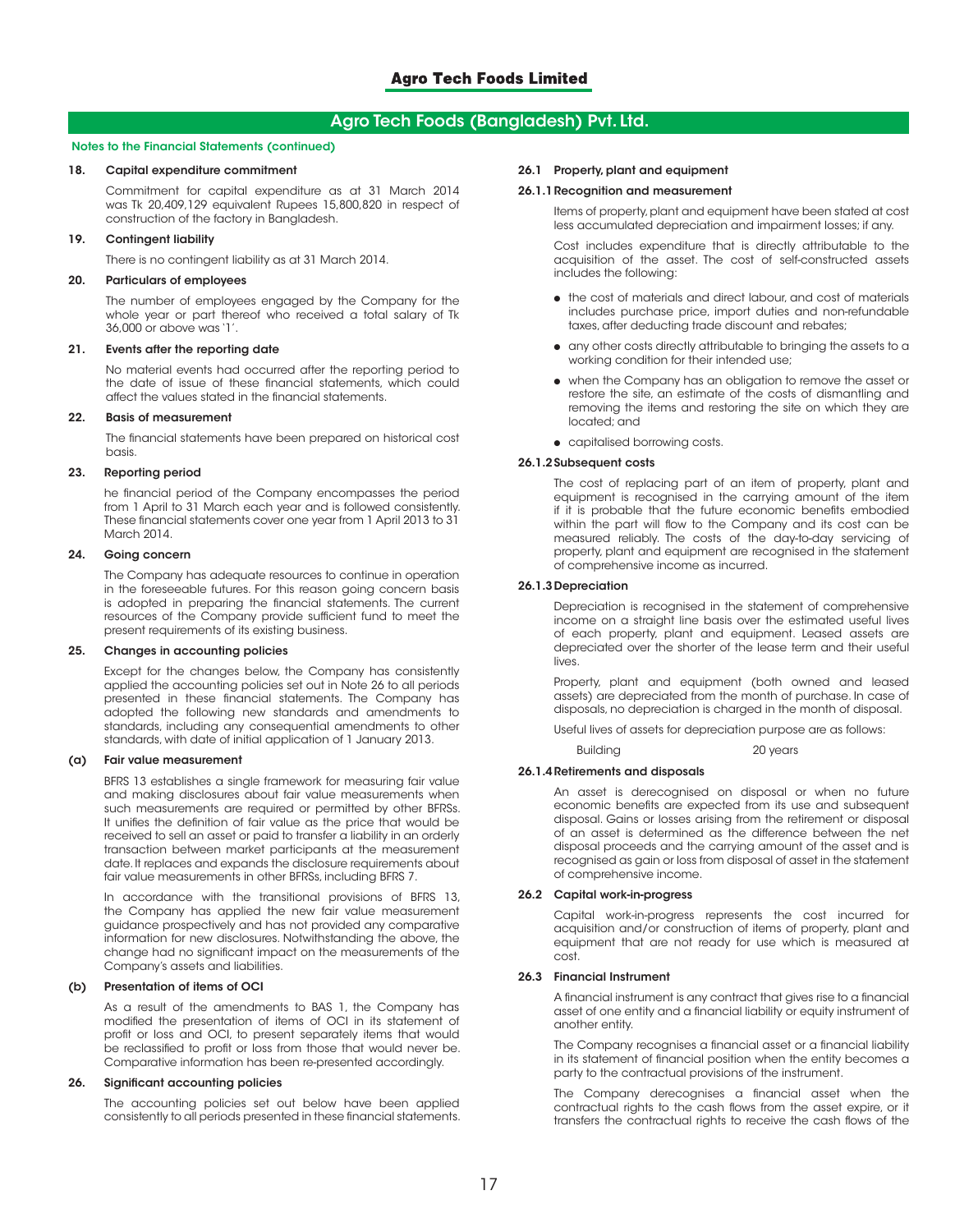## Notes to the Financial Statements (continued)

### 18. Capital expenditure commitment

Commitment for capital expenditure as at 31 March 2014 was Tk 20,409,129 equivalent Rupees 15,800,820 in respect of construction of the factory in Bangladesh.

### 19. Contingent liability

There is no contingent liability as at 31 March 2014.

### 20. Particulars of employees

The number of employees engaged by the Company for the whole year or part thereof who received a total salary of Tk 36,000 or above was '1'.

### 21. Events after the reporting date

No material events had occurred after the reporting period to the date of issue of these financial statements, which could affect the values stated in the financial statements.

### 22. Basis of measurement

The financial statements have been prepared on historical cost basis.

### 23. Reporting period

he financial period of the Company encompasses the period from 1 April to 31 March each year and is followed consistently. These financial statements cover one year from 1 April 2013 to 31 March 2014.

### 24. Going concern

The Company has adequate resources to continue in operation in the foreseeable futures. For this reason going concern basis is adopted in preparing the financial statements. The current resources of the Company provide sufficient fund to meet the present requirements of its existing business.

### 25. Changes in accounting policies

Except for the changes below, the Company has consistently applied the accounting policies set out in Note 26 to all periods presented in these financial statements. The Company has adopted the following new standards and amendments to standards, including any consequential amendments to other standards, with date of initial application of 1 January 2013.

#### (a) Fair value measurement

BFRS 13 establishes a single framework for measuring fair value and making disclosures about fair value measurements when such measurements are required or permitted by other BFRSs. It unifies the definition of fair value as the price that would be received to sell an asset or paid to transfer a liability in an orderly transaction between market participants at the measurement date. It replaces and expands the disclosure requirements about fair value measurements in other BFRSs, including BFRS 7.

In accordance with the transitional provisions of BFRS 13, the Company has applied the new fair value measurement guidance prospectively and has not provided any comparative information for new disclosures. Notwithstanding the above, the change had no significant impact on the measurements of the Company's assets and liabilities.

#### (b) Presentation of items of OCI

As a result of the amendments to BAS 1, the Company has modified the presentation of items of OCI in its statement of profit or loss and OCI, to present separately items that would be reclassified to profit or loss from those that would never be. Comparative information has been re-presented accordingly.

### 26. Significant accounting policies

The accounting policies set out below have been applied consistently to all periods presented in these financial statements.

#### 26.1 Property, plant and equipment

##### 26.1.1 Recognition and measurement

Items of property, plant and equipment have been stated at cost less accumulated depreciation and impairment losses; if any.

Cost includes expenditure that is directly attributable to the acquisition of the asset. The cost of self-constructed assets includes the following:

- the cost of materials and direct labour, and cost of materials includes purchase price, import duties and non-refundable taxes, after deducting trade discount and rebates;
- any other costs directly attributable to bringing the assets to a working condition for their intended use;
- when the Company has an obligation to remove the asset or restore the site, an estimate of the costs of dismantling and removing the items and restoring the site on which they are located; and
- capitalised borrowing costs.

##### 26.1.2 Subsequent costs

The cost of replacing part of an item of property, plant and equipment is recognised in the carrying amount of the item if it is probable that the future economic benefits embodied within the part will flow to the Company and its cost can be measured reliably. The costs of the day-to-day servicing of property, plant and equipment are recognised in the statement of comprehensive income as incurred.

##### 26.1.3 Depreciation

Depreciation is recognised in the statement of comprehensive income on a straight line basis over the estimated useful lives of each property, plant and equipment. Leased assets are depreciated over the shorter of the lease term and their useful lives.

Property, plant and equipment (both owned and leased assets) are depreciated from the month of purchase. In case of disposals, no depreciation is charged in the month of disposal.

Useful lives of assets for depreciation purpose are as follows:

| | |
|---|---|
| Building | 20 years |

##### 26.1.4 Retirements and disposals

An asset is derecognised on disposal or when no future economic benefits are expected from its use and subsequent disposal. Gains or losses arising from the retirement or disposal of an asset is determined as the difference between the net disposal proceeds and the carrying amount of the asset and is recognised as gain or loss from disposal of asset in the statement of comprehensive income.

#### 26.2 Capital work-in-progress

Capital work-in-progress represents the cost incurred for acquisition and/or construction of items of property, plant and equipment that are not ready for use which is measured at cost.

#### 26.3 Financial Instrument

A financial instrument is any contract that gives rise to a financial asset of one entity and a financial liability or equity instrument of another entity.

The Company recognises a financial asset or a financial liability in its statement of financial position when the entity becomes a party to the contractual provisions of the instrument.

The Company derecognises a financial asset when the contractual rights to the cash flows from the asset expire, or it transfers the contractual rights to receive the cash flows of the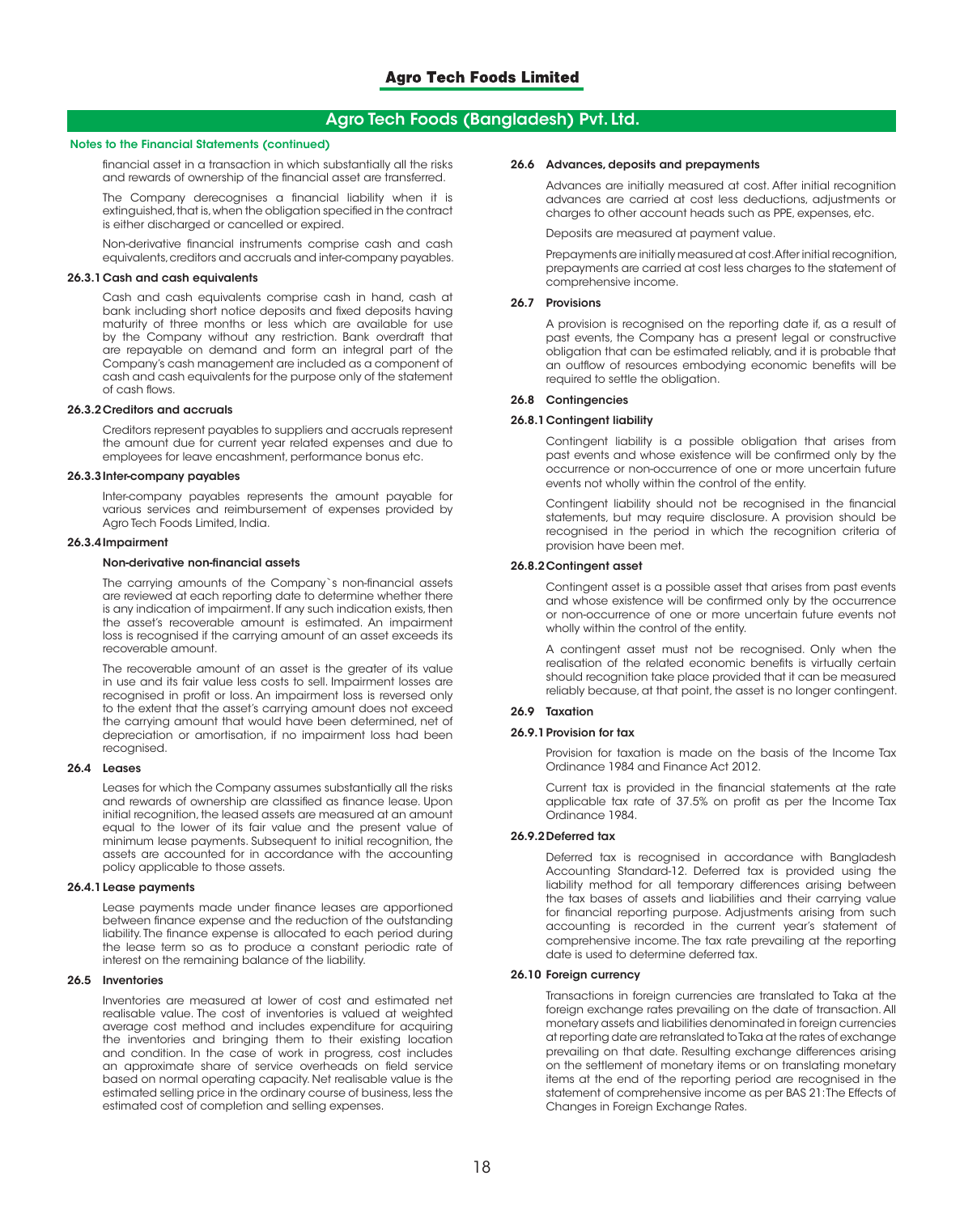**Notes to the Financial Statements (continued)**

financial asset in a transaction in which substantially all the risks and rewards of ownership of the financial asset are transferred.

The Company derecognises a financial liability when it is extinguished, that is, when the obligation specified in the contract is either discharged or cancelled or expired.

Non-derivative financial instruments comprise cash and cash equivalents, creditors and accruals and inter-company payables.

#### 26.3.1 Cash and cash equivalents

Cash and cash equivalents comprise cash in hand, cash at bank including short notice deposits and fixed deposits having maturity of three months or less which are available for use by the Company without any restriction. Bank overdraft that are repayable on demand and form an integral part of the Company's cash management are included as a component of cash and cash equivalents for the purpose only of the statement of cash flows.

#### 26.3.2 Creditors and accruals

Creditors represent payables to suppliers and accruals represent the amount due for current year related expenses and due to employees for leave encashment, performance bonus etc.

#### 26.3.3 Inter-company payables

Inter-company payables represents the amount payable for various services and reimbursement of expenses provided by Agro Tech Foods Limited, India.

#### 26.3.4 Impairment

**Non-derivative non-financial assets**

The carrying amounts of the Company`s non-financial assets are reviewed at each reporting date to determine whether there is any indication of impairment. If any such indication exists, then the asset's recoverable amount is estimated. An impairment loss is recognised if the carrying amount of an asset exceeds its recoverable amount.

The recoverable amount of an asset is the greater of its value in use and its fair value less costs to sell. Impairment losses are recognised in profit or loss. An impairment loss is reversed only to the extent that the asset's carrying amount does not exceed the carrying amount that would have been determined, net of depreciation or amortisation, if no impairment loss had been recognised.

### 26.4 Leases

Leases for which the Company assumes substantially all the risks and rewards of ownership are classified as finance lease. Upon initial recognition, the leased assets are measured at an amount equal to the lower of its fair value and the present value of minimum lease payments. Subsequent to initial recognition, the assets are accounted for in accordance with the accounting policy applicable to those assets.

#### 26.4.1 Lease payments

Lease payments made under finance leases are apportioned between finance expense and the reduction of the outstanding liability. The finance expense is allocated to each period during the lease term so as to produce a constant periodic rate of interest on the remaining balance of the liability.

### 26.5 Inventories

Inventories are measured at lower of cost and estimated net realisable value. The cost of inventories is valued at weighted average cost method and includes expenditure for acquiring the inventories and bringing them to their existing location and condition. In the case of work in progress, cost includes an approximate share of service overheads on field service based on normal operating capacity. Net realisable value is the estimated selling price in the ordinary course of business, less the estimated cost of completion and selling expenses.

### 26.6 Advances, deposits and prepayments

Advances are initially measured at cost. After initial recognition advances are carried at cost less deductions, adjustments or charges to other account heads such as PPE, expenses, etc.

Deposits are measured at payment value.

Prepayments are initially measured at cost. After initial recognition, prepayments are carried at cost less charges to the statement of comprehensive income.

### 26.7 Provisions

A provision is recognised on the reporting date if, as a result of past events, the Company has a present legal or constructive obligation that can be estimated reliably, and it is probable that an outflow of resources embodying economic benefits will be required to settle the obligation.

### 26.8 Contingencies

#### 26.8.1 Contingent liability

Contingent liability is a possible obligation that arises from past events and whose existence will be confirmed only by the occurrence or non-occurrence of one or more uncertain future events not wholly within the control of the entity.

Contingent liability should not be recognised in the financial statements, but may require disclosure. A provision should be recognised in the period in which the recognition criteria of provision have been met.

#### 26.8.2 Contingent asset

Contingent asset is a possible asset that arises from past events and whose existence will be confirmed only by the occurrence or non-occurrence of one or more uncertain future events not wholly within the control of the entity.

A contingent asset must not be recognised. Only when the realisation of the related economic benefits is virtually certain should recognition take place provided that it can be measured reliably because, at that point, the asset is no longer contingent.

### 26.9 Taxation

#### 26.9.1 Provision for tax

Provision for taxation is made on the basis of the Income Tax Ordinance 1984 and Finance Act 2012.

Current tax is provided in the financial statements at the rate applicable tax rate of 37.5% on profit as per the Income Tax Ordinance 1984.

#### 26.9.2 Deferred tax

Deferred tax is recognised in accordance with Bangladesh Accounting Standard-12. Deferred tax is provided using the liability method for all temporary differences arising between the tax bases of assets and liabilities and their carrying value for financial reporting purpose. Adjustments arising from such accounting is recorded in the current year's statement of comprehensive income. The tax rate prevailing at the reporting date is used to determine deferred tax.

### 26.10 Foreign currency

Transactions in foreign currencies are translated to Taka at the foreign exchange rates prevailing on the date of transaction. All monetary assets and liabilities denominated in foreign currencies at reporting date are retranslated to Taka at the rates of exchange prevailing on that date. Resulting exchange differences arising on the settlement of monetary items or on translating monetary items at the end of the reporting period are recognised in the statement of comprehensive income as per BAS 21: The Effects of Changes in Foreign Exchange Rates.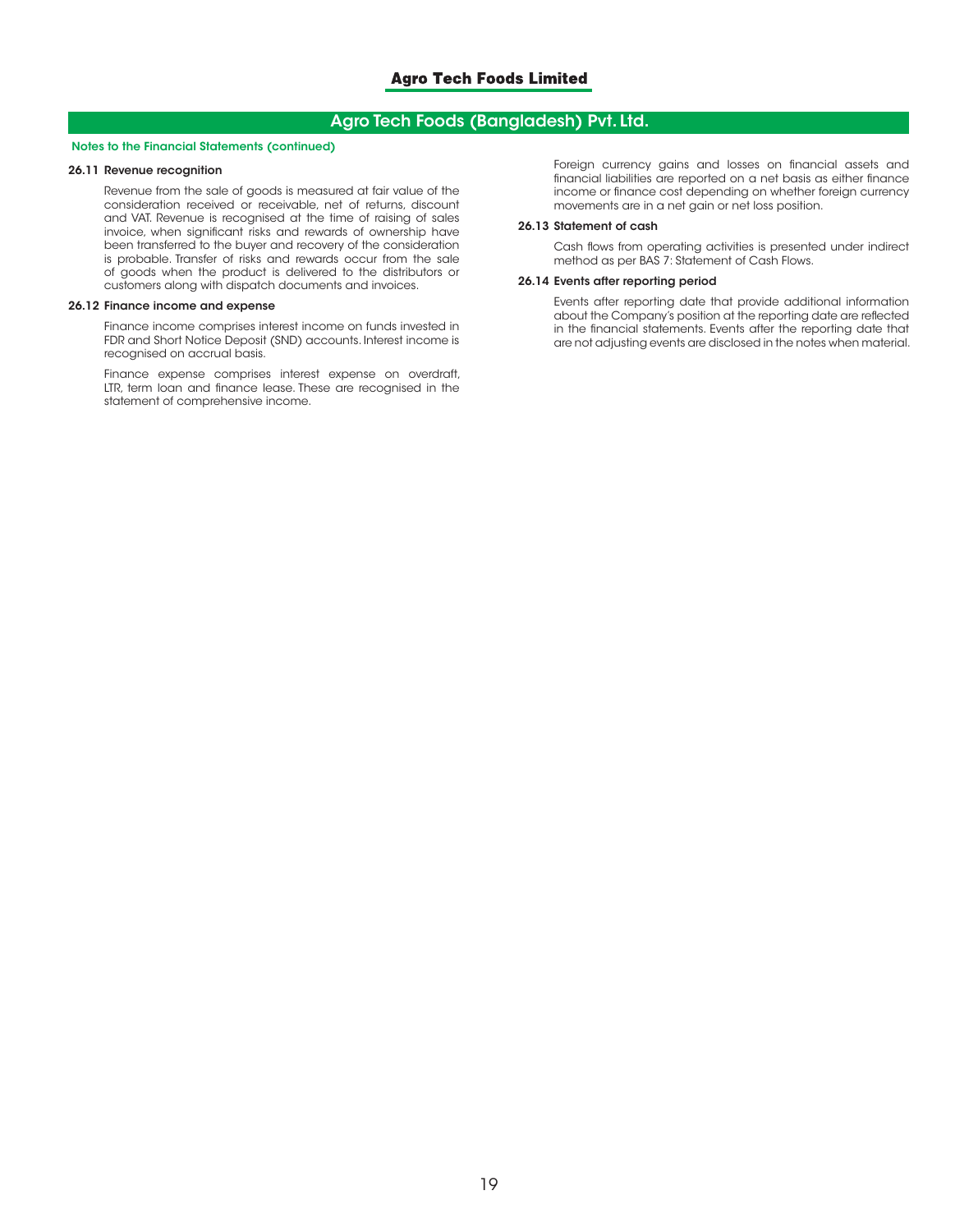## Agro Tech Foods (Bangladesh) Pvt. Ltd.

**Notes to the Financial Statements (continued)**

### 26.11 Revenue recognition

Revenue from the sale of goods is measured at fair value of the consideration received or receivable, net of returns, discount and VAT. Revenue is recognised at the time of raising of sales invoice, when significant risks and rewards of ownership have been transferred to the buyer and recovery of the consideration is probable. Transfer of risks and rewards occur from the sale of goods when the product is delivered to the distributors or customers along with dispatch documents and invoices.

### 26.12 Finance income and expense

Finance income comprises interest income on funds invested in FDR and Short Notice Deposit (SND) accounts. Interest income is recognised on accrual basis.

Finance expense comprises interest expense on overdraft, LTR, term loan and finance lease. These are recognised in the statement of comprehensive income.

Foreign currency gains and losses on financial assets and financial liabilities are reported on a net basis as either finance income or finance cost depending on whether foreign currency movements are in a net gain or net loss position.

### 26.13 Statement of cash

Cash flows from operating activities is presented under indirect method as per BAS 7: Statement of Cash Flows.

### 26.14 Events after reporting period

Events after reporting date that provide additional information about the Company's position at the reporting date are reflected in the financial statements. Events after the reporting date that are not adjusting events are disclosed in the notes when material.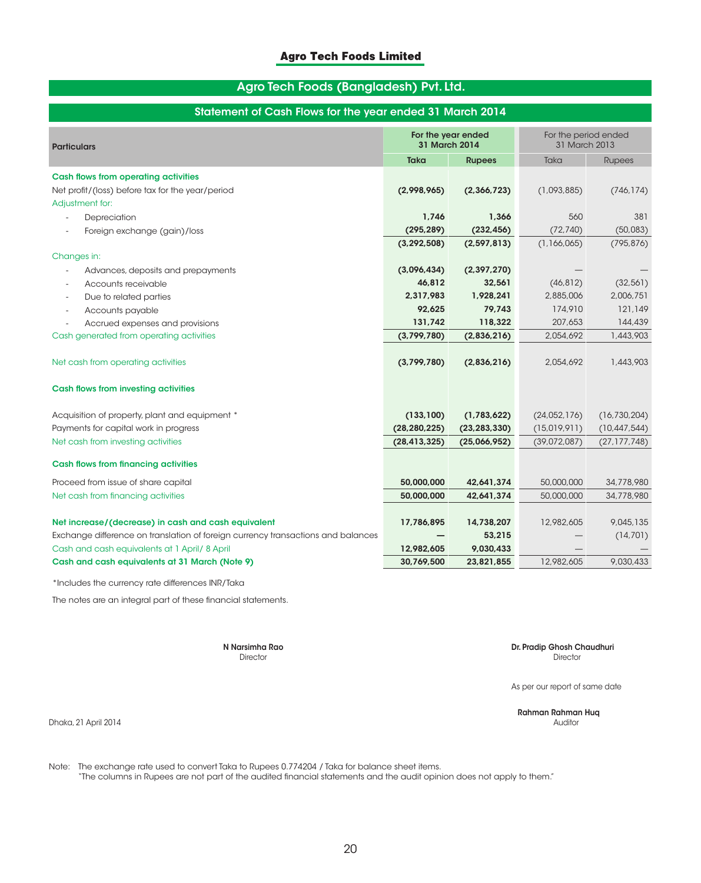## Agro Tech Foods Limited

## Agro Tech Foods (Bangladesh) Pvt. Ltd.

### Statement of Cash Flows for the year ended 31 March 2014

| Particulars | For the year ended 31 March 2014 | | For the period ended 31 March 2013 | |
|---|---|---|---|---|
| | Taka | Rupees | Taka | Rupees |
| **Cash flows from operating activities** | | | | |
| Net profit/(loss) before tax for the year/period | **(2,998,965)** | **(2,366,723)** | (1,093,885) | (746,174) |
| Adjustment for: | | | | |
| - Depreciation | **1,746** | **1,366** | 560 | 381 |
| - Foreign exchange (gain)/loss | **(295,289)** | **(232,456)** | (72,740) | (50,083) |
| | **(3,292,508)** | **(2,597,813)** | (1,166,065) | (795,876) |
| Changes in: | | | | |
| - Advances, deposits and prepayments | **(3,096,434)** | **(2,397,270)** | — | — |
| - Accounts receivable | **46,812** | **32,561** | (46,812) | (32,561) |
| - Due to related parties | **2,317,983** | **1,928,241** | 2,885,006 | 2,006,751 |
| - Accounts payable | **92,625** | **79,743** | 174,910 | 121,149 |
| - Accrued expenses and provisions | **131,742** | **118,322** | 207,653 | 144,439 |
| Cash generated from operating activities | **(3,799,780)** | **(2,836,216)** | 2,054,692 | 1,443,903 |
| Net cash from operating activities | **(3,799,780)** | **(2,836,216)** | 2,054,692 | 1,443,903 |
| **Cash flows from investing activities** | | | | |
| Acquisition of property, plant and equipment * | **(133,100)** | **(1,783,622)** | (24,052,176) | (16,730,204) |
| Payments for capital work in progress | **(28,280,225)** | **(23,283,330)** | (15,019,911) | (10,447,544) |
| Net cash from investing activities | **(28,413,325)** | **(25,066,952)** | (39,072,087) | (27,177,748) |
| **Cash flows from financing activities** | | | | |
| Proceed from issue of share capital | **50,000,000** | **42,641,374** | 50,000,000 | 34,778,980 |
| Net cash from financing activities | **50,000,000** | **42,641,374** | 50,000,000 | 34,778,980 |
| **Net increase/(decrease) in cash and cash equivalent** | **17,786,895** | **14,738,207** | 12,982,605 | 9,045,135 |
| Exchange difference on translation of foreign currency transactions and balances | **—** | **53,215** | — | (14,701) |
| Cash and cash equivalents at 1 April/ 8 April | **12,982,605** | **9,030,433** | — | — |
| **Cash and cash equivalents at 31 March (Note 9)** | **30,769,500** | **23,821,855** | 12,982,605 | 9,030,433 |

*Includes the currency rate differences INR/Taka

The notes are an integral part of these financial statements.

**N Narsimha Rao**
Director

**Dr. Pradip Ghosh Chaudhuri**
Director

As per our report of same date

**Rahman Rahman Huq**
Auditor

Dhaka, 21 April 2014

Note: The exchange rate used to convert Taka to Rupees 0.774204 / Taka for balance sheet items.
"The columns in Rupees are not part of the audited financial statements and the audit opinion does not apply to them."